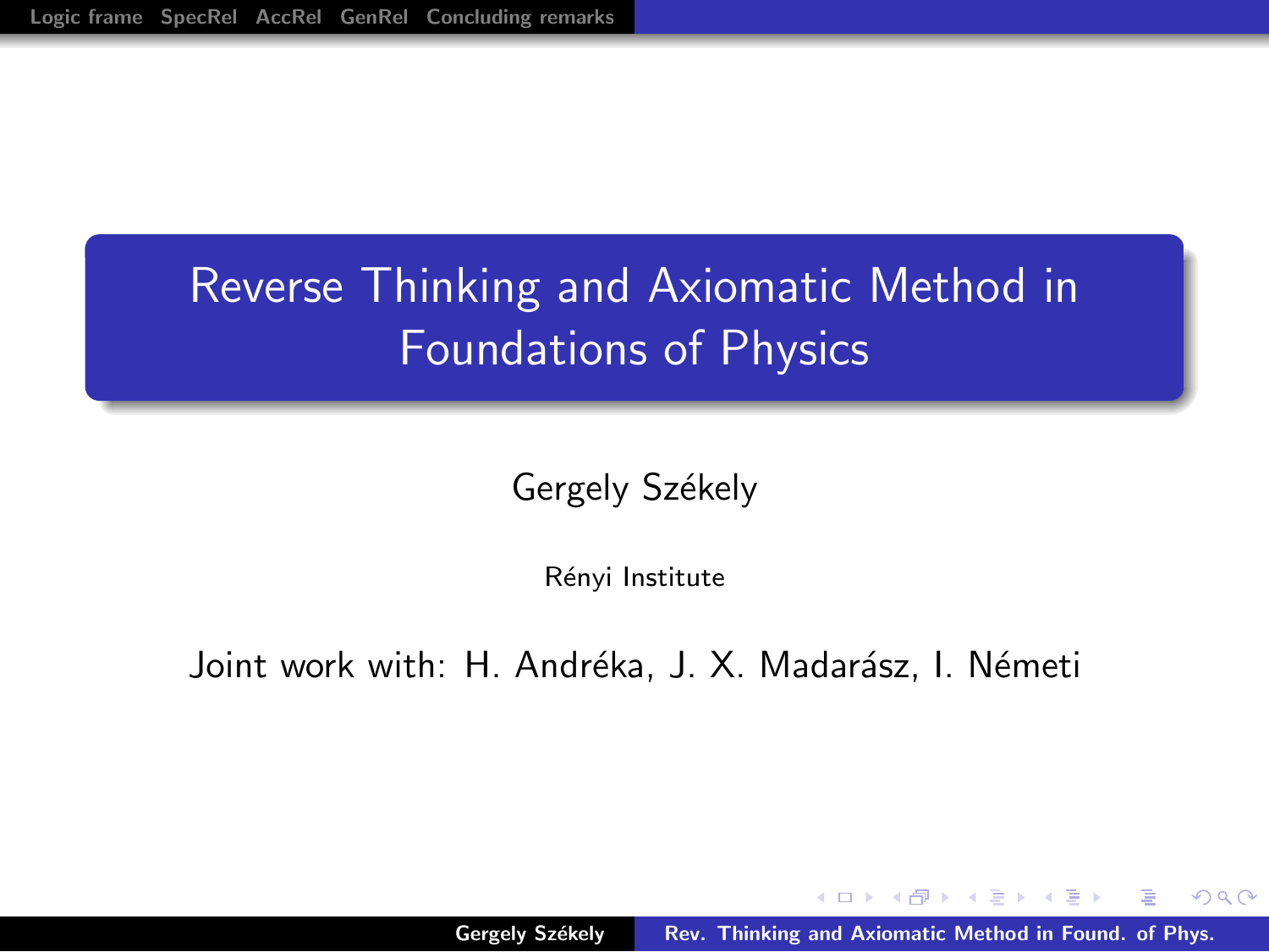# Reverse Thinking and Axiomatic Method in Foundations of Physics

Gergely Székely

Rényi Institute

Joint work with: H. Andréka, J. X. Madarász, I. Németi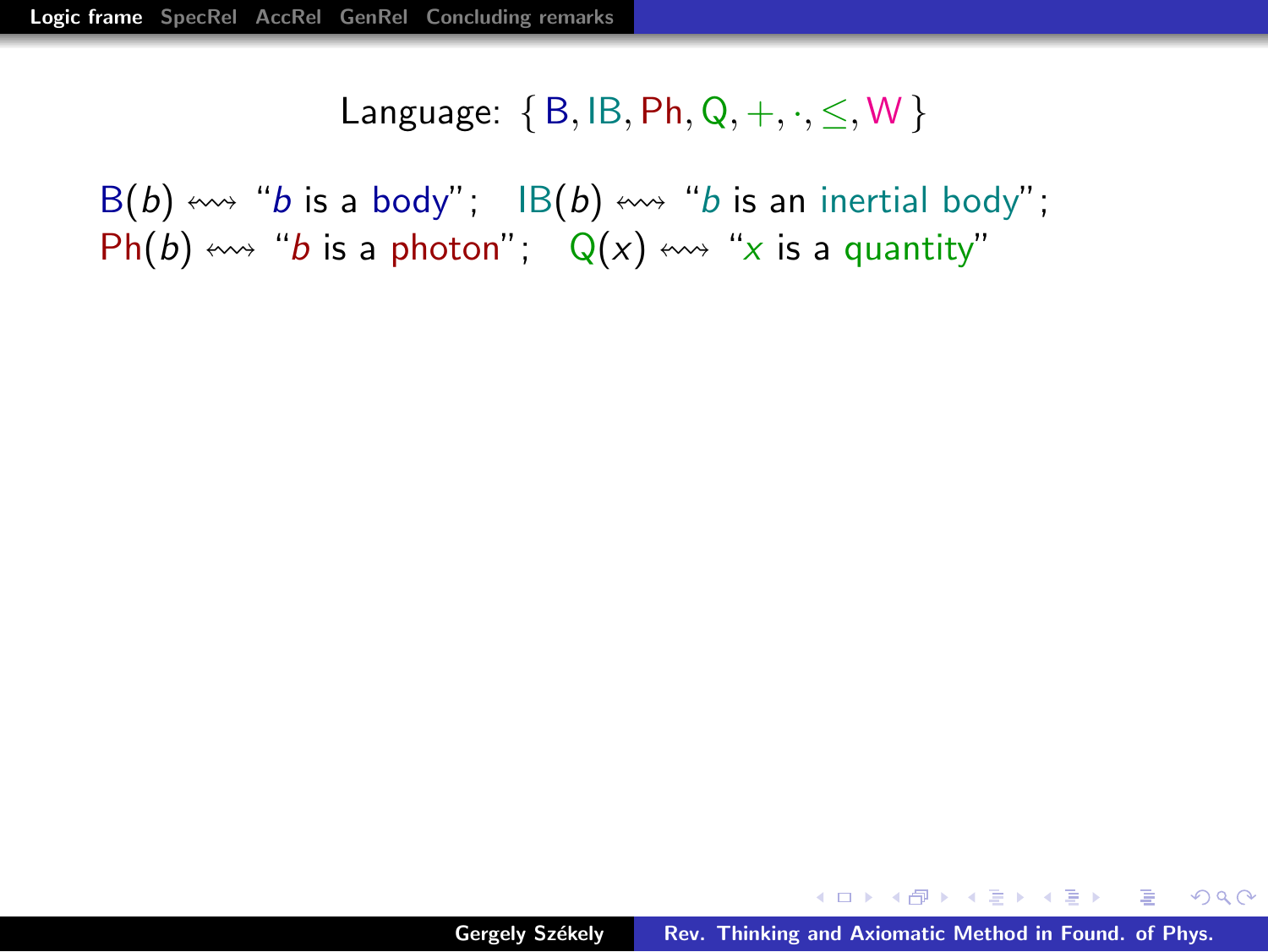Language: $\{\, \mathsf{B}, \mathsf{IB}, \mathsf{Ph}, \mathsf{Q}, +, \cdot, \leq, \mathsf{W} \,\}$

$\mathsf{B}(b) \leftrightsquigarrow$ "$b$ is a body"; $\mathsf{IB}(b) \leftrightsquigarrow$ "$b$ is an inertial body";
$\mathsf{Ph}(b) \leftrightsquigarrow$ "$b$ is a photon"; $\mathsf{Q}(x) \leftrightsquigarrow$ "$x$ is a quantity"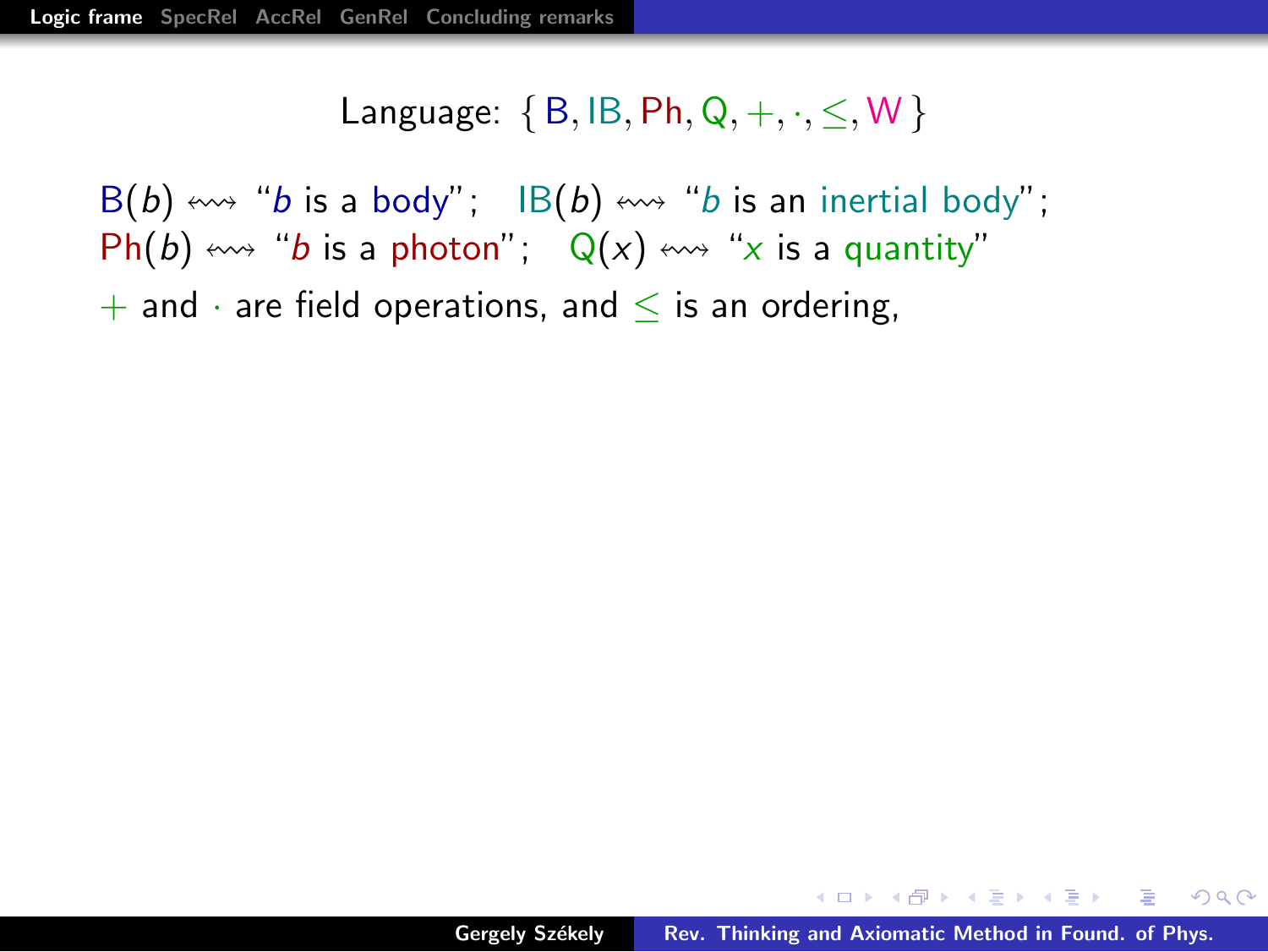Language: $\{\, \mathsf{B}, \mathsf{IB}, \mathsf{Ph}, \mathsf{Q}, +, \cdot, \leq, \mathsf{W} \,\}$

$\mathsf{B}(b) \rightsquigarrow$ "$b$ is a body"; $\mathsf{IB}(b) \rightsquigarrow$ "$b$ is an inertial body";
$\mathsf{Ph}(b) \rightsquigarrow$ "$b$ is a photon"; $\mathsf{Q}(x) \rightsquigarrow$ "$x$ is a quantity"

$+$ and $\cdot$ are field operations, and $\leq$ is an ordering,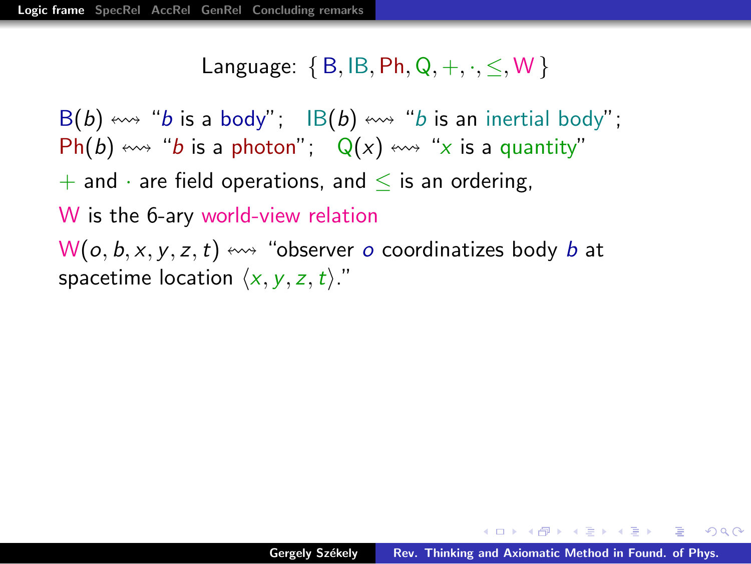Language: $\{ \mathsf{B}, \mathsf{IB}, \mathsf{Ph}, \mathsf{Q}, +, \cdot, \leq, \mathsf{W} \}$

$\mathsf{B}(b) \leftrightsquigarrow$ "$b$ is a body"; $\mathsf{IB}(b) \leftrightsquigarrow$ "$b$ is an inertial body";
$\mathsf{Ph}(b) \leftrightsquigarrow$ "$b$ is a photon"; $\mathsf{Q}(x) \leftrightsquigarrow$ "$x$ is a quantity"

$+$ and $\cdot$ are field operations, and $\leq$ is an ordering,

$\mathsf{W}$ is the 6-ary world-view relation

$\mathsf{W}(o, b, x, y, z, t) \leftrightsquigarrow$ "observer $o$ coordinatizes body $b$ at spacetime location $\langle x, y, z, t \rangle$."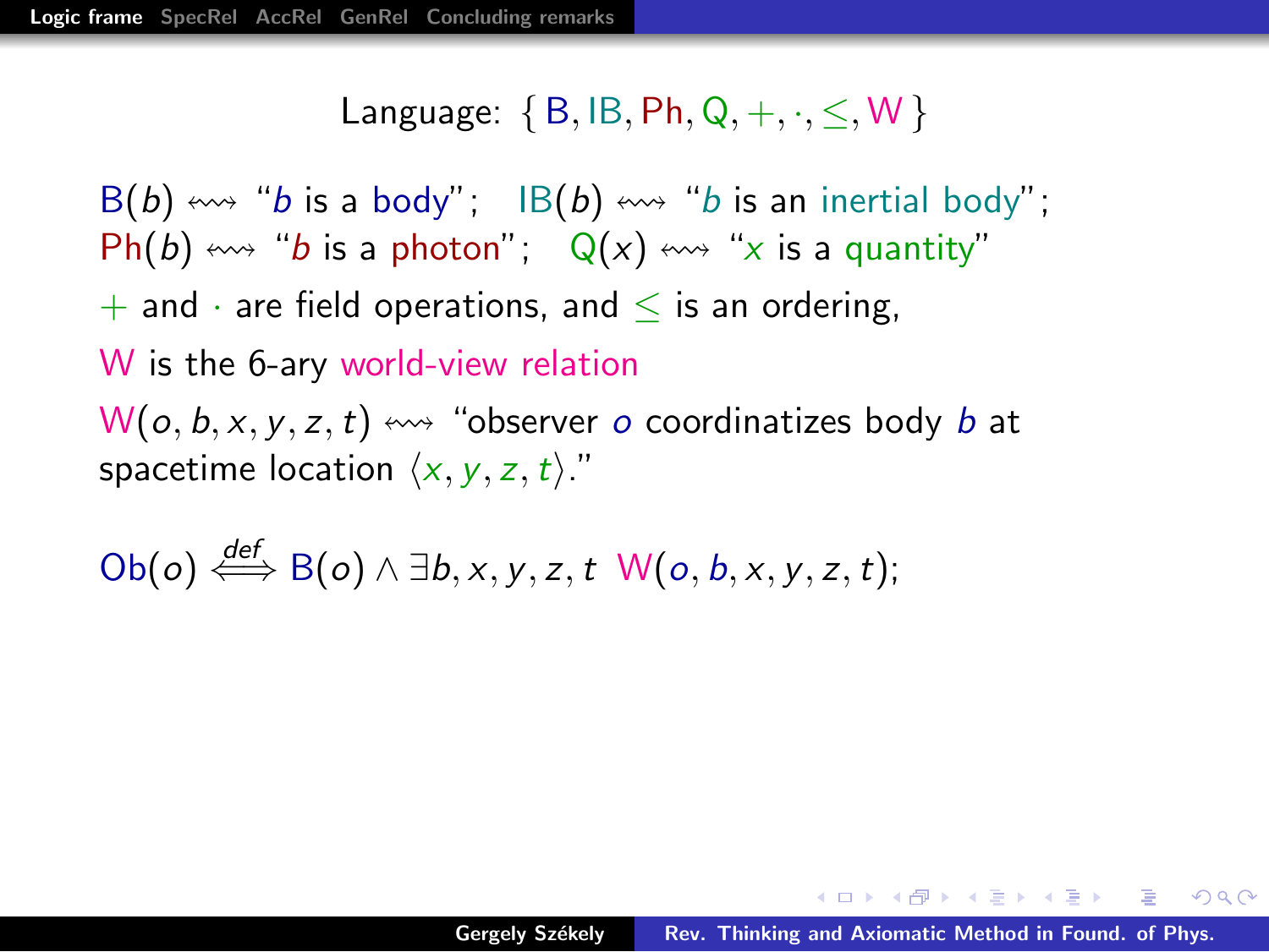Language: $\{ \mathsf{B}, \mathsf{IB}, \mathsf{Ph}, \mathsf{Q}, +, \cdot, \leq, \mathsf{W} \}$

$\mathsf{B}(b) \leftrightsquigarrow$ "$b$ is a body"; $\mathsf{IB}(b) \leftrightsquigarrow$ "$b$ is an inertial body";
$\mathsf{Ph}(b) \leftrightsquigarrow$ "$b$ is a photon"; $\mathsf{Q}(x) \leftrightsquigarrow$ "$x$ is a quantity"

$+$ and $\cdot$ are field operations, and $\leq$ is an ordering,

$\mathsf{W}$ is the 6-ary world-view relation

$\mathsf{W}(o, b, x, y, z, t) \leftrightsquigarrow$ "observer $o$ coordinatizes body $b$ at spacetime location $\langle x, y, z, t \rangle$."

$$\mathsf{Ob}(o) \stackrel{def}{\Longleftrightarrow} \mathsf{B}(o) \land \exists b, x, y, z, t \ \mathsf{W}(o, b, x, y, z, t);$$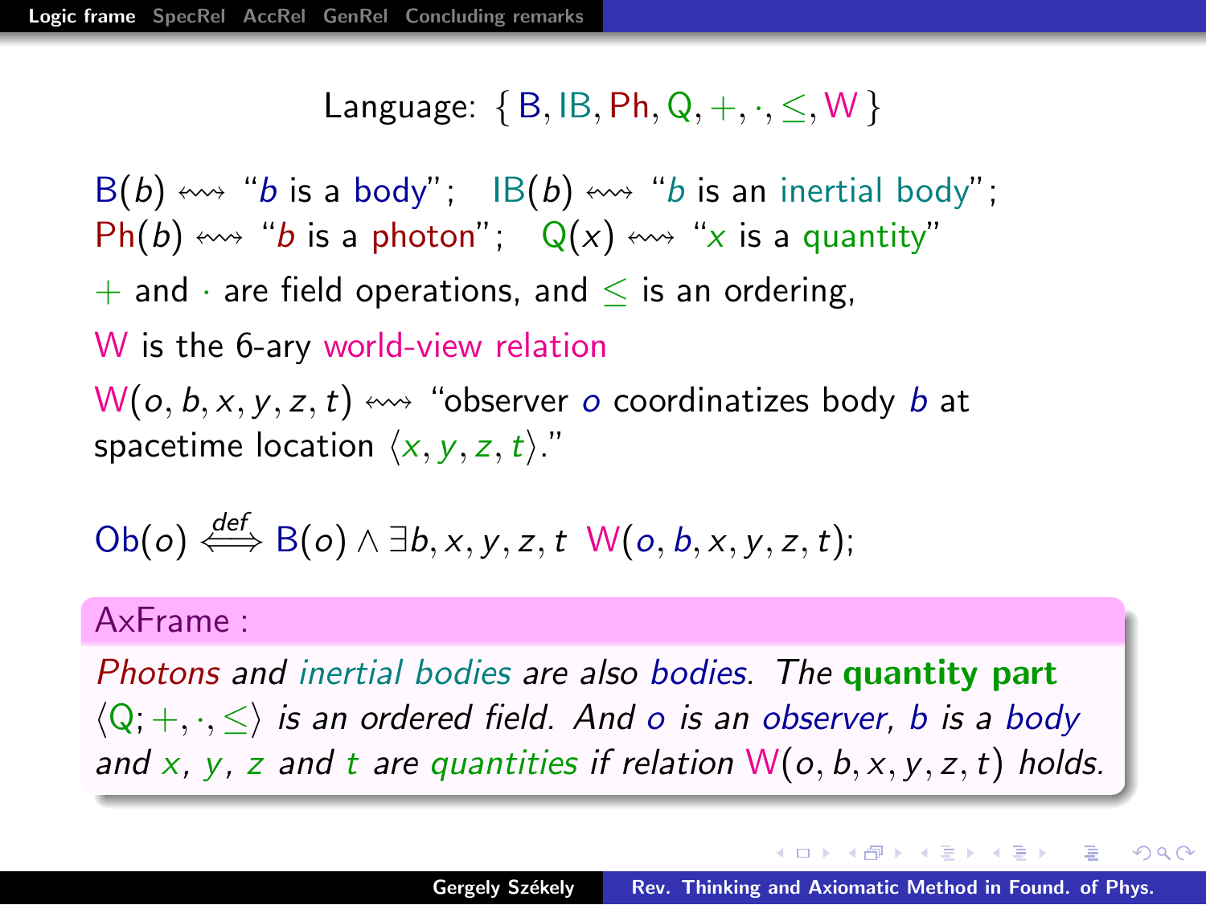Language: $\{\, \mathsf{B}, \mathsf{IB}, \mathsf{Ph}, \mathsf{Q}, +, \cdot, \leq, \mathsf{W} \,\}$

$\mathsf{B}(b) \leftrightsquigarrow$ "$b$ is a body"; $\mathsf{IB}(b) \leftrightsquigarrow$ "$b$ is an inertial body";
$\mathsf{Ph}(b) \leftrightsquigarrow$ "$b$ is a photon"; $\mathsf{Q}(x) \leftrightsquigarrow$ "$x$ is a quantity"

$+$ and $\cdot$ are field operations, and $\leq$ is an ordering,

$\mathsf{W}$ is the 6-ary world-view relation

$\mathsf{W}(o, b, x, y, z, t) \leftrightsquigarrow$ "observer $o$ coordinatizes body $b$ at spacetime location $\langle x, y, z, t\rangle$."

$$\mathsf{Ob}(o) \stackrel{def}{\Longleftrightarrow} \mathsf{B}(o) \wedge \exists b, x, y, z, t \;\; \mathsf{W}(o, b, x, y, z, t);$$

**AxFrame :**

*Photons and inertial bodies are also bodies. The* **quantity part** $\langle \mathsf{Q}; +, \cdot, \leq \rangle$ *is an ordered field. And $o$ is an observer, $b$ is a body and $x$, $y$, $z$ and $t$ are quantities if relation $\mathsf{W}(o, b, x, y, z, t)$ holds.*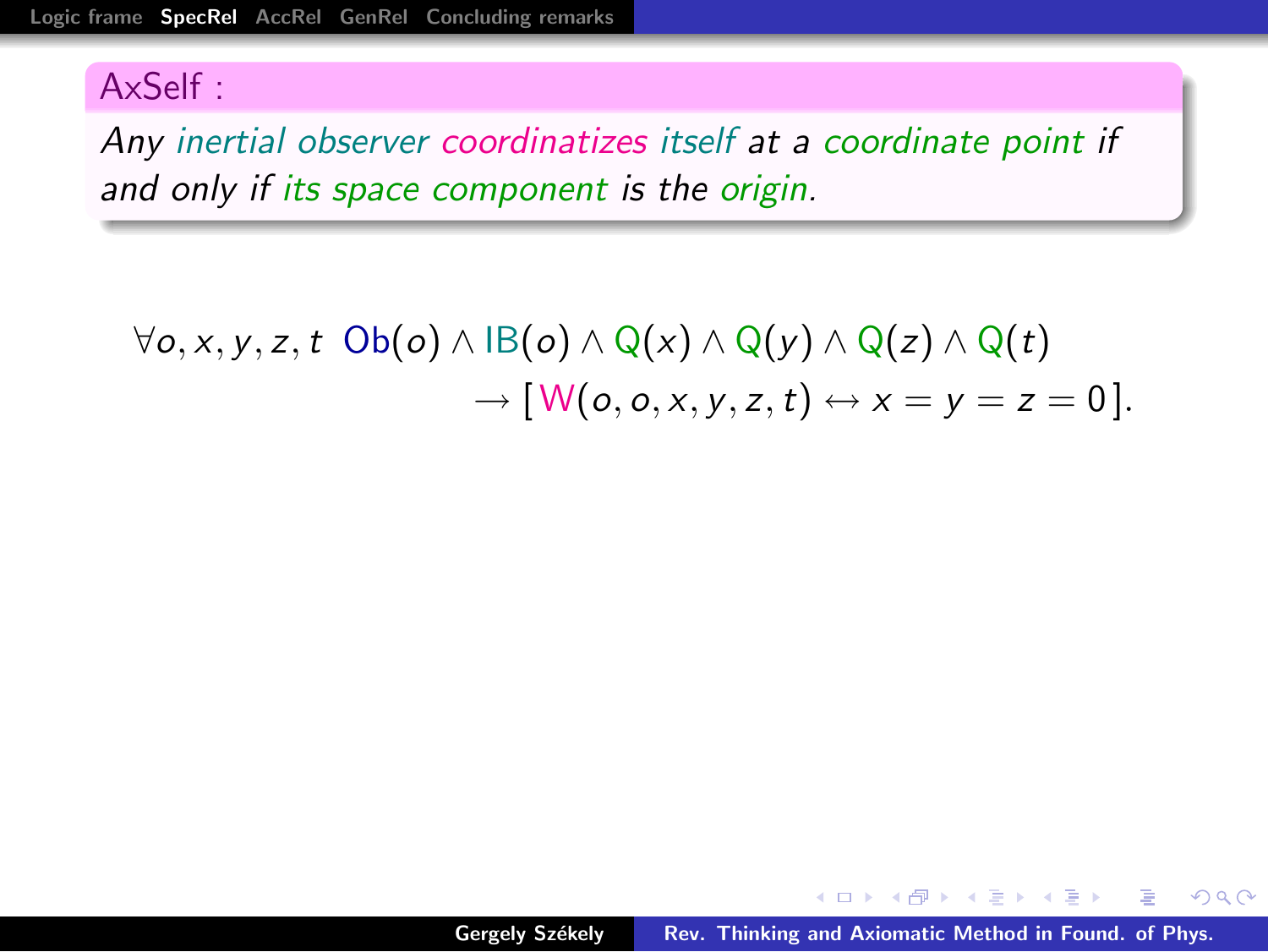**AxSelf :**

*Any inertial observer coordinatizes itself at a coordinate point if and only if its space component is the origin.*

$$\forall o, x, y, z, t \;\; \mathsf{Ob}(o) \wedge \mathsf{IB}(o) \wedge \mathsf{Q}(x) \wedge \mathsf{Q}(y) \wedge \mathsf{Q}(z) \wedge \mathsf{Q}(t) \rightarrow [\, \mathsf{W}(o, o, x, y, z, t) \leftrightarrow x = y = z = 0 \,].$$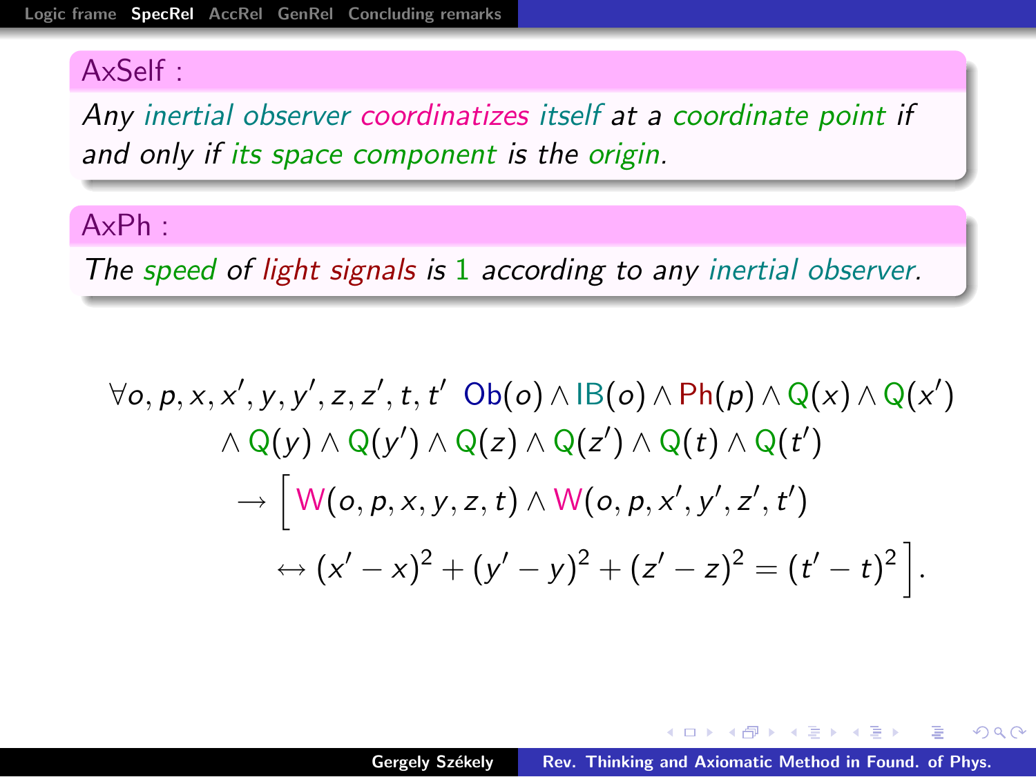**AxSelf :**

*Any inertial observer coordinatizes itself at a coordinate point if and only if its space component is the origin.*

**AxPh :**

*The speed of light signals is 1 according to any inertial observer.*

$$\forall o, p, x, x', y, y', z, z', t, t' \;\; \mathsf{Ob}(o) \wedge \mathsf{IB}(o) \wedge \mathsf{Ph}(p) \wedge \mathsf{Q}(x) \wedge \mathsf{Q}(x') \wedge \mathsf{Q}(y) \wedge \mathsf{Q}(y') \wedge \mathsf{Q}(z) \wedge \mathsf{Q}(z') \wedge \mathsf{Q}(t) \wedge \mathsf{Q}(t') \rightarrow \Big[ \mathsf{W}(o,p,x,y,z,t) \wedge \mathsf{W}(o,p,x',y',z',t') \leftrightarrow (x'-x)^2 + (y'-y)^2 + (z'-z)^2 = (t'-t)^2 \Big].$$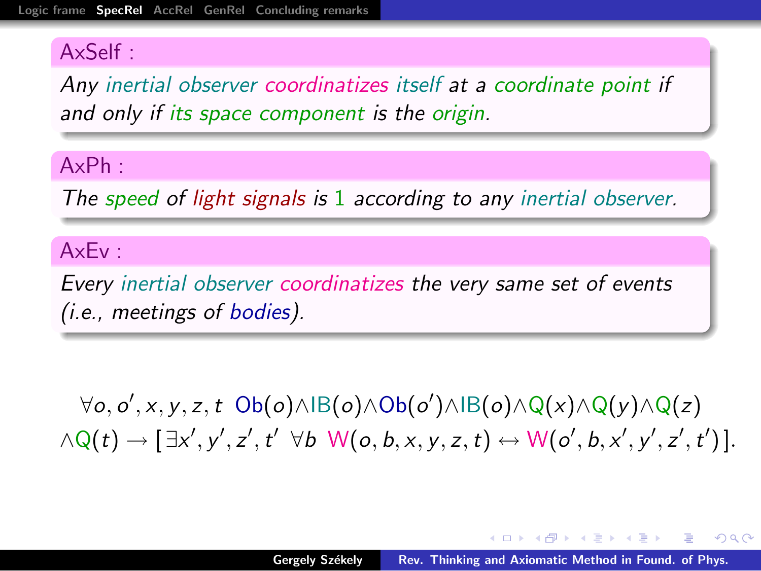**AxSelf :**

*Any inertial observer coordinatizes itself at a coordinate point if and only if its space component is the origin.*

**AxPh :**

*The speed of light signals is 1 according to any inertial observer.*

**AxEv :**

*Every inertial observer coordinatizes the very same set of events (i.e., meetings of bodies).*

$$\forall o, o', x, y, z, t \;\; \mathsf{Ob}(o) \wedge \mathsf{IB}(o) \wedge \mathsf{Ob}(o') \wedge \mathsf{IB}(o) \wedge \mathsf{Q}(x) \wedge \mathsf{Q}(y) \wedge \mathsf{Q}(z) \wedge \mathsf{Q}(t) \rightarrow [\, \exists x', y', z', t' \;\; \forall b \;\; \mathsf{W}(o, b, x, y, z, t) \leftrightarrow \mathsf{W}(o', b, x', y', z', t') \,].$$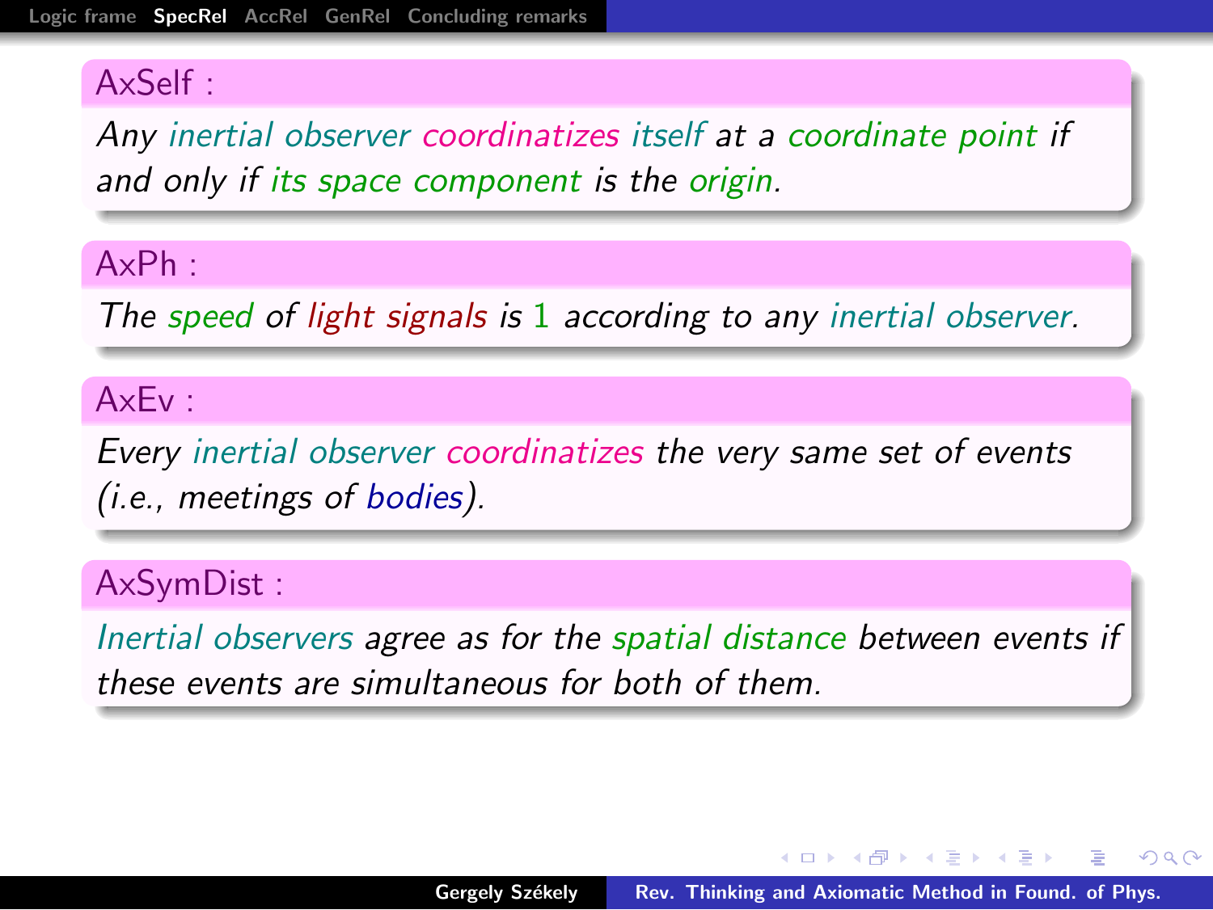**AxSelf :**

*Any inertial observer coordinatizes itself at a coordinate point if and only if its space component is the origin.*

**AxPh :**

*The speed of light signals is 1 according to any inertial observer.*

**AxEv :**

*Every inertial observer coordinatizes the very same set of events (i.e., meetings of bodies).*

**AxSymDist :**

*Inertial observers agree as for the spatial distance between events if these events are simultaneous for both of them.*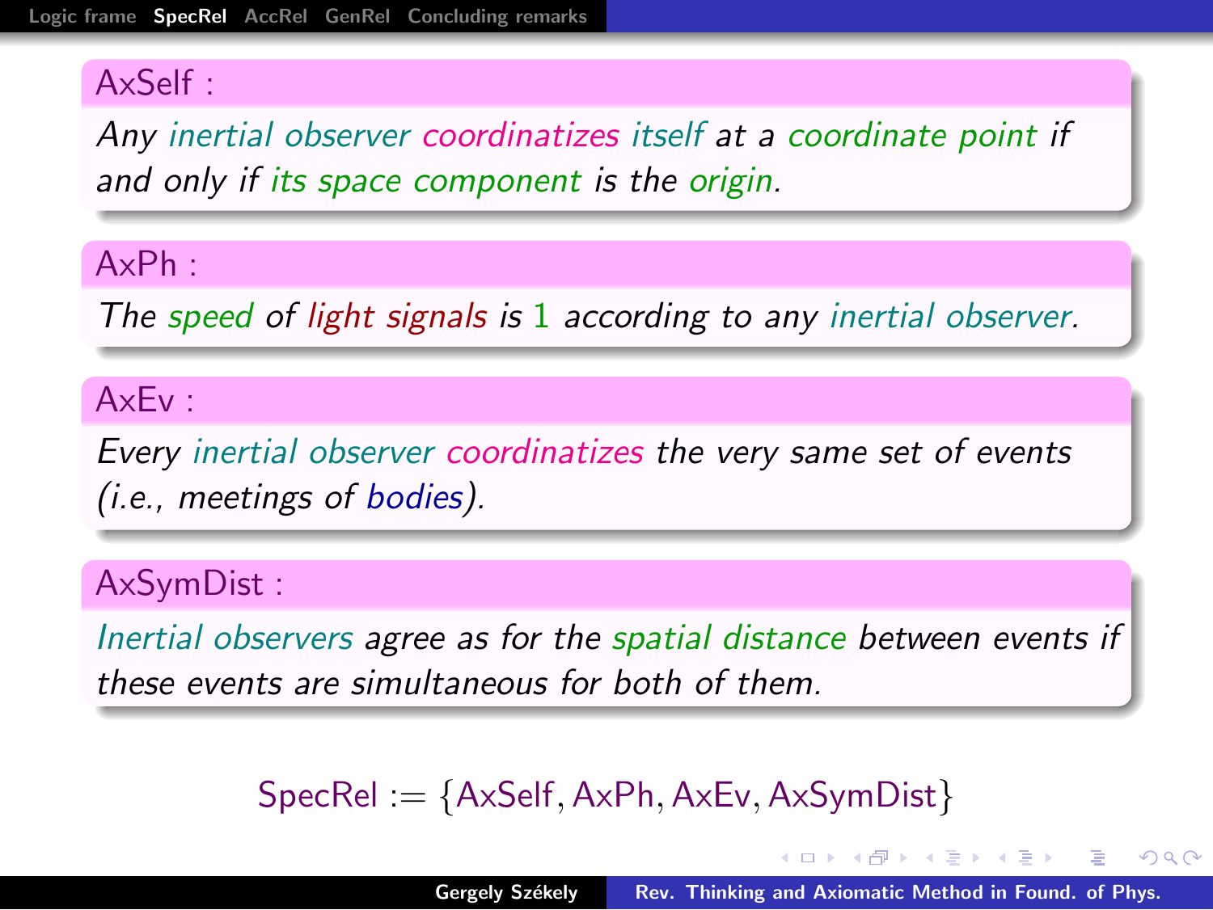**AxSelf :**

*Any inertial observer coordinatizes itself at a coordinate point if and only if its space component is the origin.*

**AxPh :**

*The speed of light signals is 1 according to any inertial observer.*

**AxEv :**

*Every inertial observer coordinatizes the very same set of events (i.e., meetings of bodies).*

**AxSymDist :**

*Inertial observers agree as for the spatial distance between events if these events are simultaneous for both of them.*

$$\text{SpecRel} := \{\text{AxSelf}, \text{AxPh}, \text{AxEv}, \text{AxSymDist}\}$$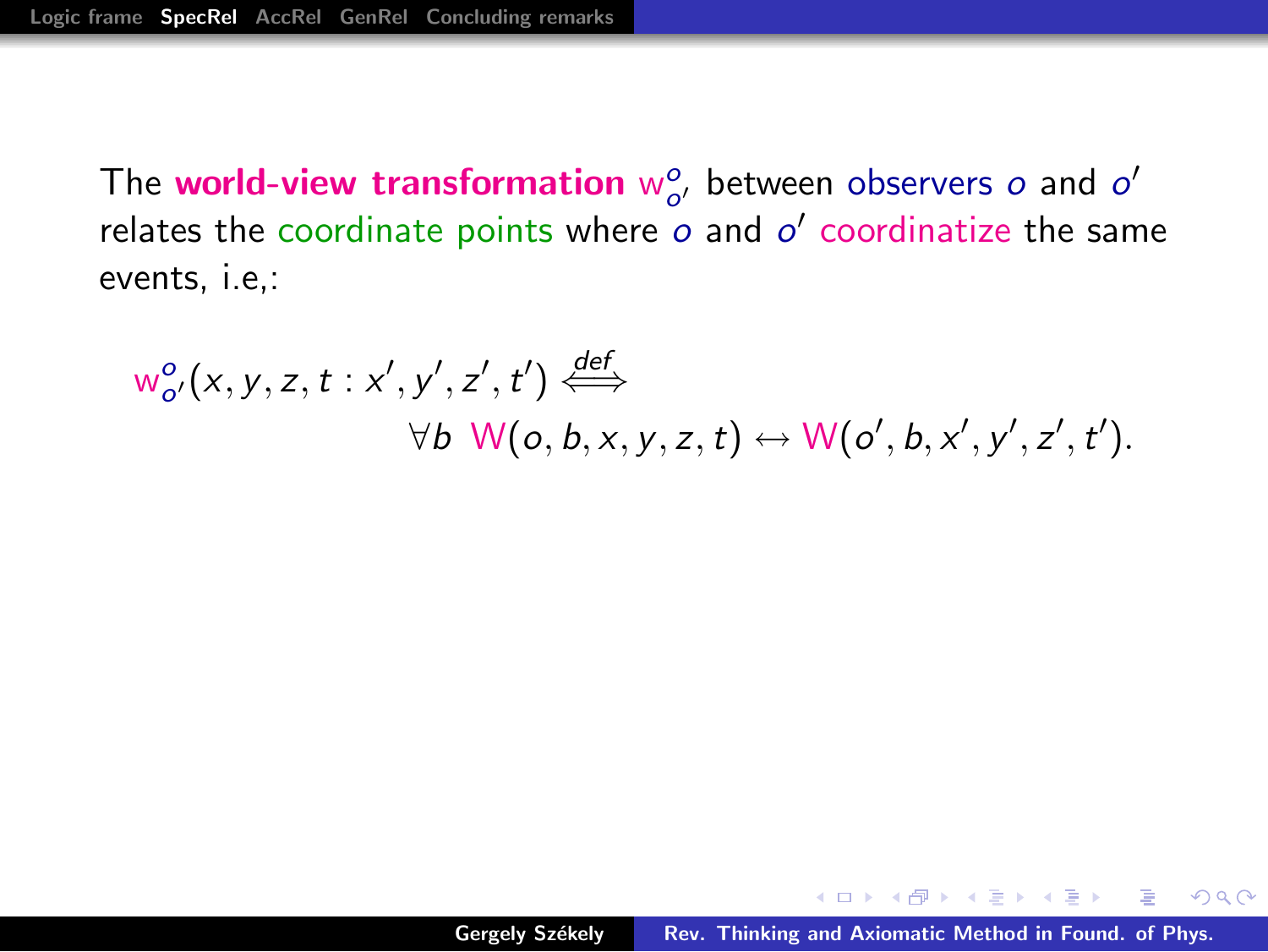The **world-view transformation** $\mathsf{w}_{o'}^{o}$ between observers $o$ and $o'$ relates the coordinate points where $o$ and $o'$ coordinatize the same events, i.e,:

$$\mathsf{w}_{o'}^{o}(x, y, z, t : x', y', z', t') \overset{def}{\Longleftrightarrow} \forall b \ \mathsf{W}(o, b, x, y, z, t) \leftrightarrow \mathsf{W}(o', b, x', y', z', t').$$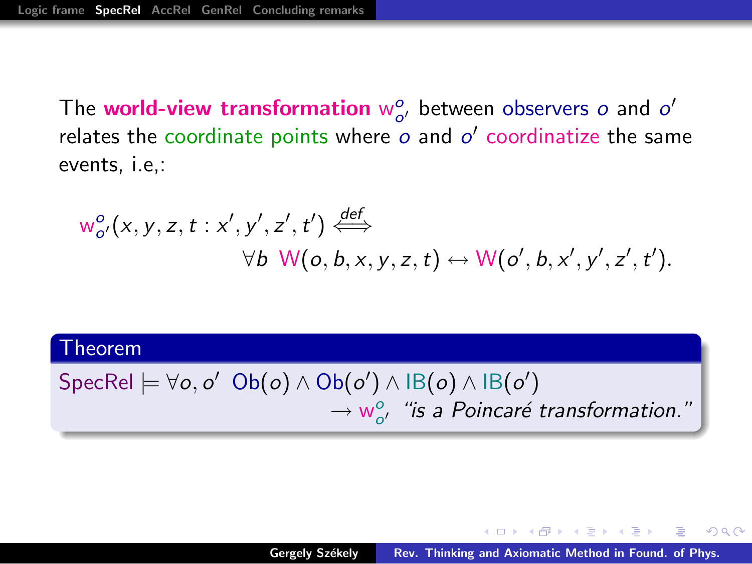The **world-view transformation** $\mathsf{w}^{o}_{o'}$ between observers $o$ and $o'$ relates the coordinate points where $o$ and $o'$ coordinatize the same events, i.e,:

$$\mathsf{w}^{o}_{o'}(x,y,z,t : x',y',z',t') \stackrel{def}{\Longleftrightarrow} \forall b \;\; \mathsf{W}(o,b,x,y,z,t) \leftrightarrow \mathsf{W}(o',b,x',y',z',t').$$

**Theorem**

$$\mathsf{SpecRel} \models \forall o,o' \;\; \mathsf{Ob}(o) \wedge \mathsf{Ob}(o') \wedge \mathsf{IB}(o) \wedge \mathsf{IB}(o') \rightarrow \mathsf{w}^{o}_{o'} \text{ ``is a Poincaré transformation.''}$$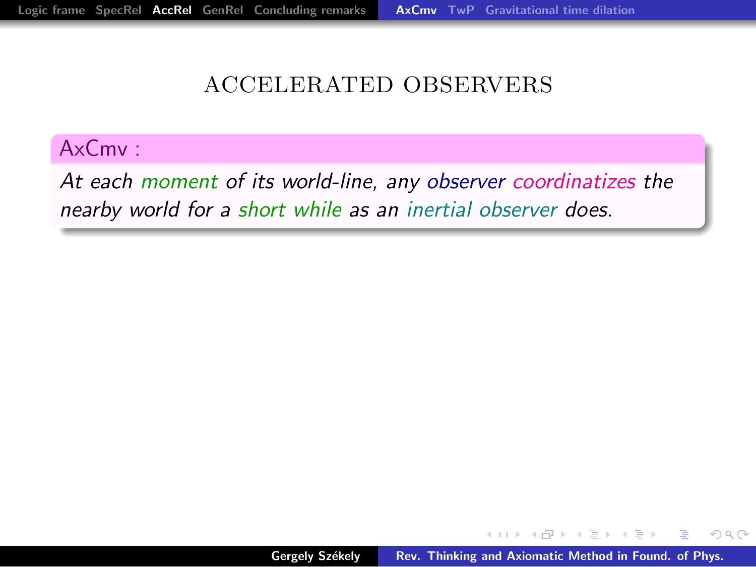# ACCELERATED OBSERVERS

**AxCmv :**

*At each moment of its world-line, any observer coordinatizes the nearby world for a short while as an inertial observer does.*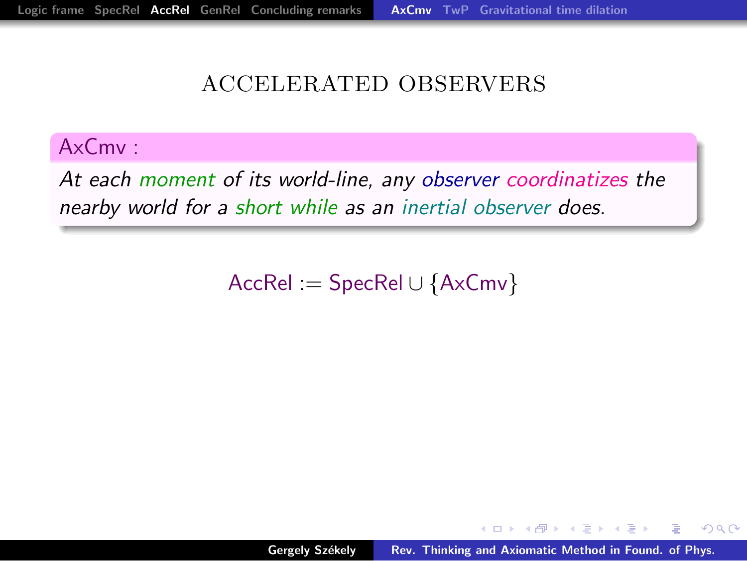# ACCELERATED OBSERVERS

**AxCmv :**

*At each moment of its world-line, any observer coordinatizes the nearby world for a short while as an inertial observer does.*

$$\text{AccRel} := \text{SpecRel} \cup \{\text{AxCmv}\}$$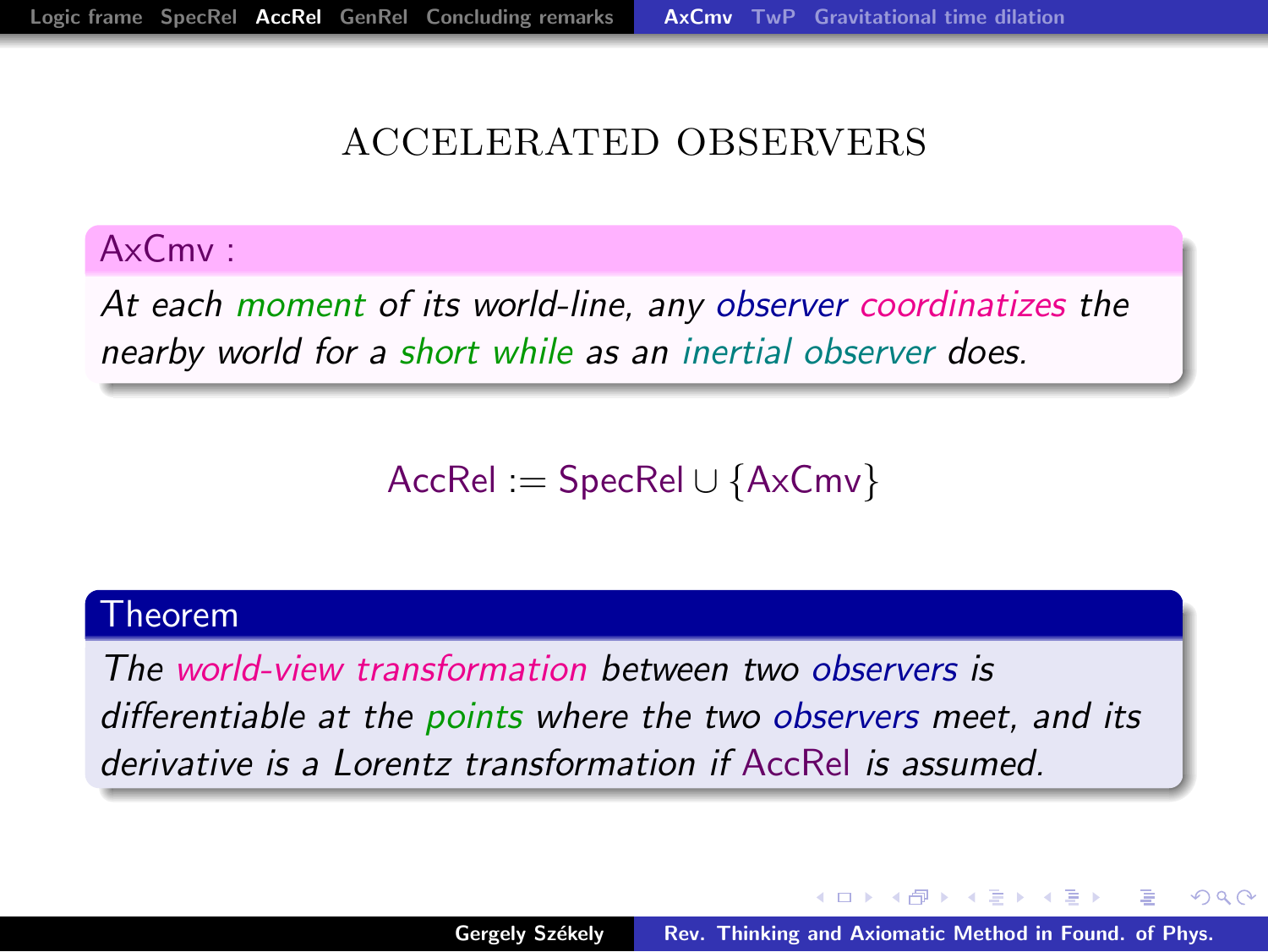# ACCELERATED OBSERVERS

**AxCmv :**

*At each moment of its world-line, any observer coordinatizes the nearby world for a short while as an inertial observer does.*

$$\text{AccRel} := \text{SpecRel} \cup \{\text{AxCmv}\}$$

**Theorem**

*The world-view transformation between two observers is differentiable at the points where the two observers meet, and its derivative is a Lorentz transformation if AccRel is assumed.*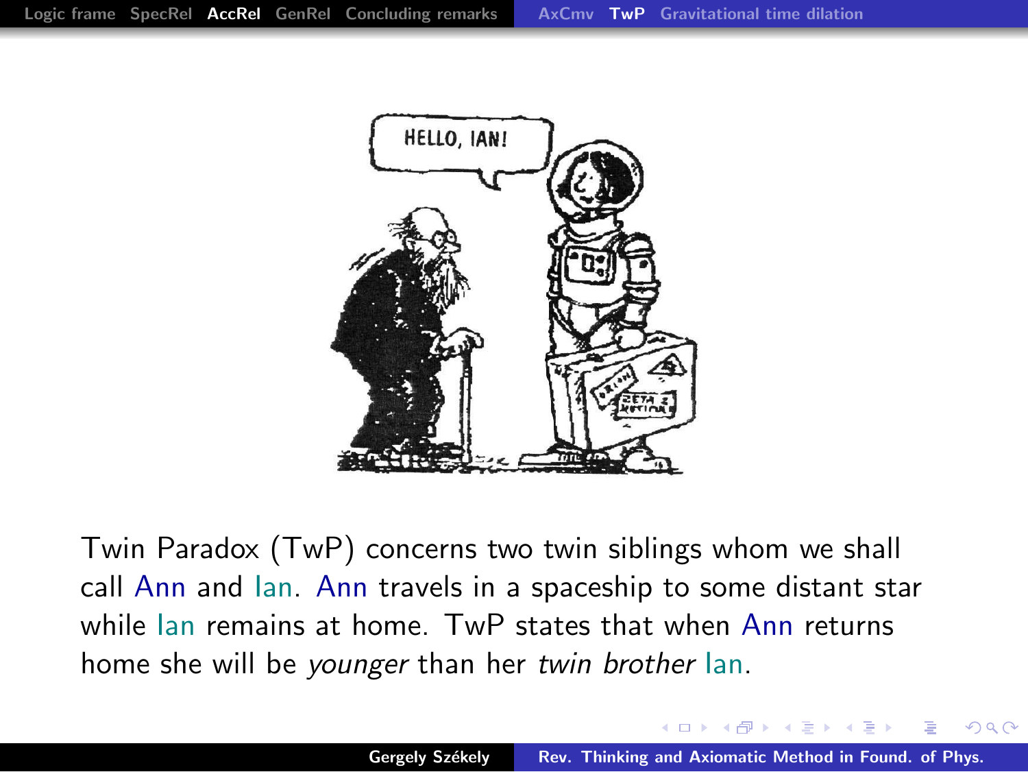Twin Paradox (TwP) concerns two twin siblings whom we shall call Ann and Ian. Ann travels in a spaceship to some distant star while Ian remains at home. TwP states that when Ann returns home she will be *younger* than her *twin brother* Ian.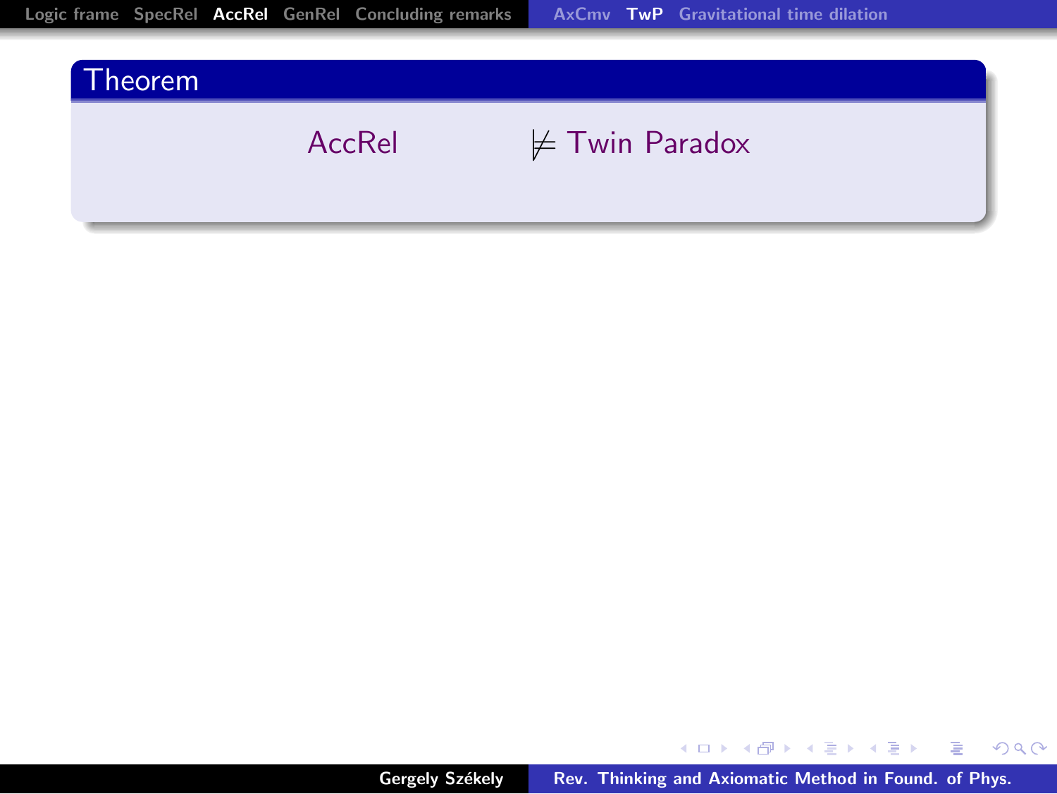**Theorem**

$$\text{AccRel} \not\models \text{Twin Paradox}$$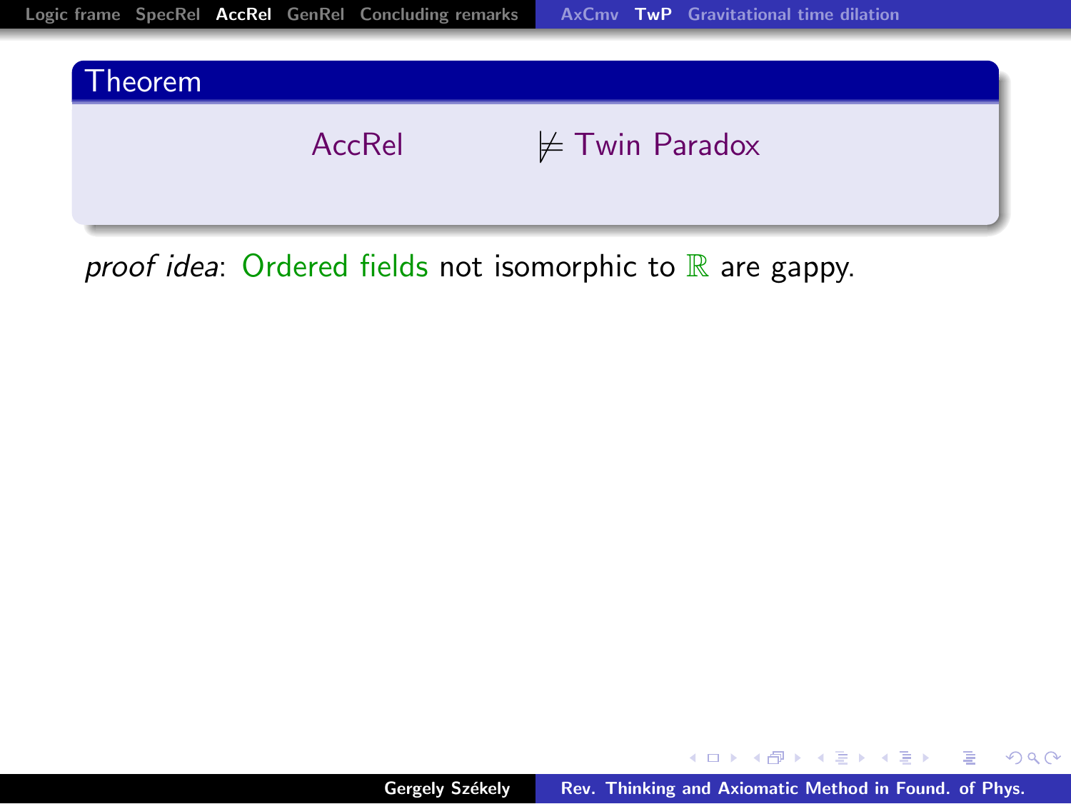**Theorem**

$$\text{AccRel} \not\models \text{Twin Paradox}$$

*proof idea*: Ordered fields not isomorphic to $\mathbb{R}$ are gappy.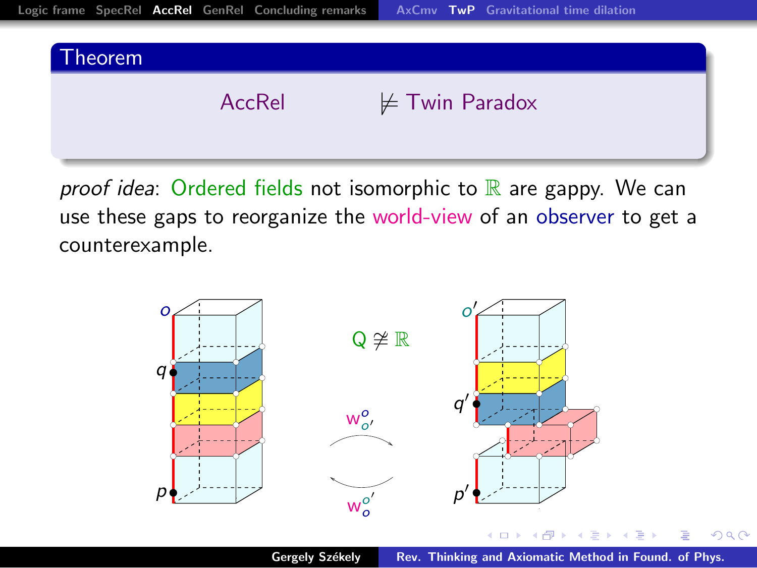**Theorem**

$$\text{AccRel} \quad \not\models \text{Twin Paradox}$$

*proof idea*: Ordered fields not isomorphic to $\mathbb{R}$ are gappy. We can use these gaps to reorganize the world-view of an observer to get a counterexample.

$Q \not\cong \mathbb{R}$

$o$, $q$, $p$ — $w_{o'}^{o}$, $w_{o}^{o'}$ — $o'$, $q'$, $p'$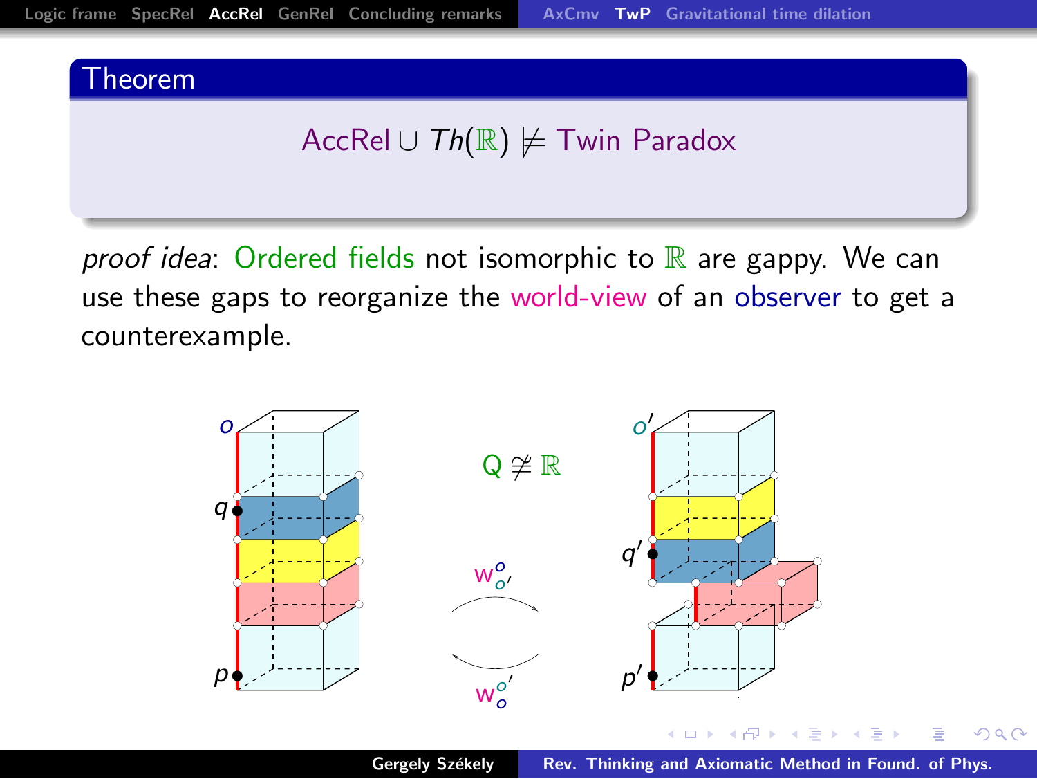## Theorem

$$\mathsf{AccRel} \cup Th(\mathbb{R}) \not\models \mathsf{Twin\ Paradox}$$

*proof idea*: Ordered fields not isomorphic to $\mathbb{R}$ are gappy. We can use these gaps to reorganize the world-view of an observer to get a counterexample.

$Q \not\cong \mathbb{R}$

$w^{o}_{o'}$

$w^{o'}_{o}$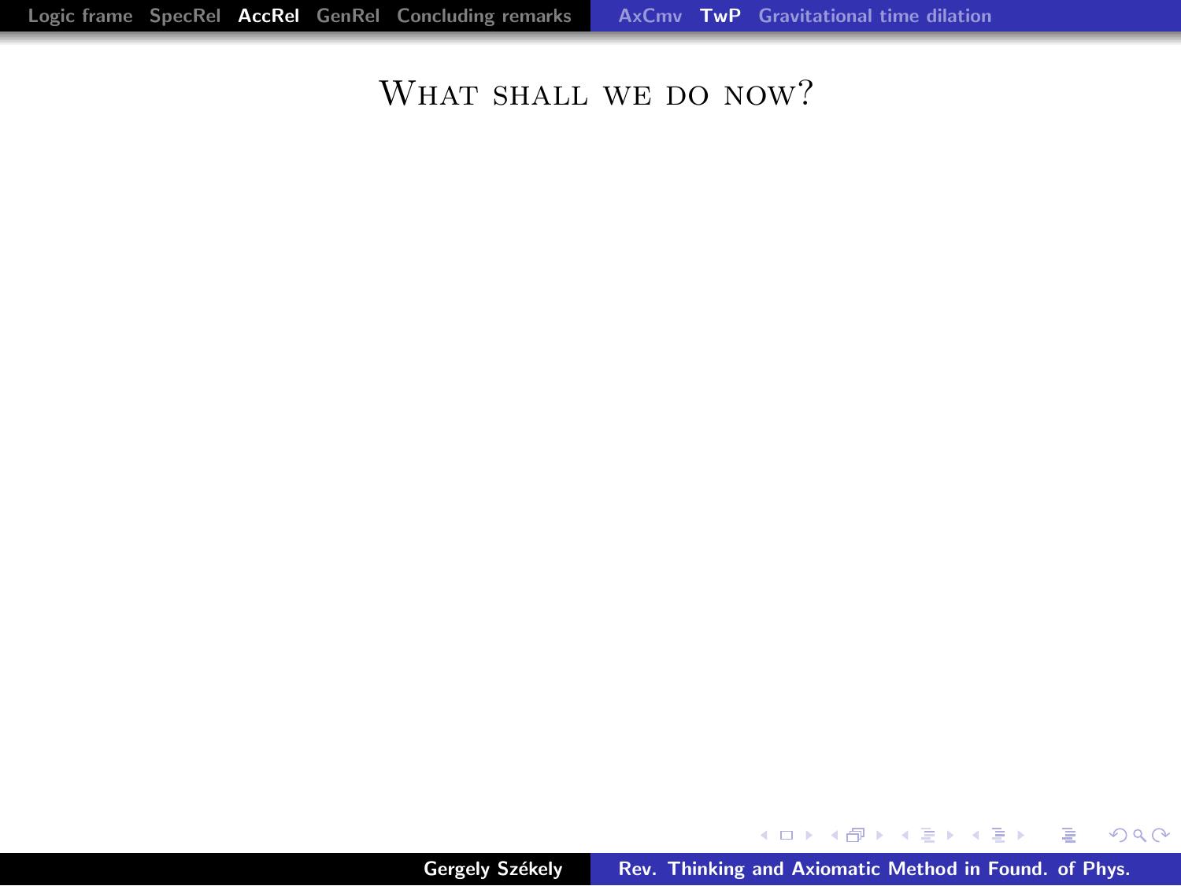# What shall we do now?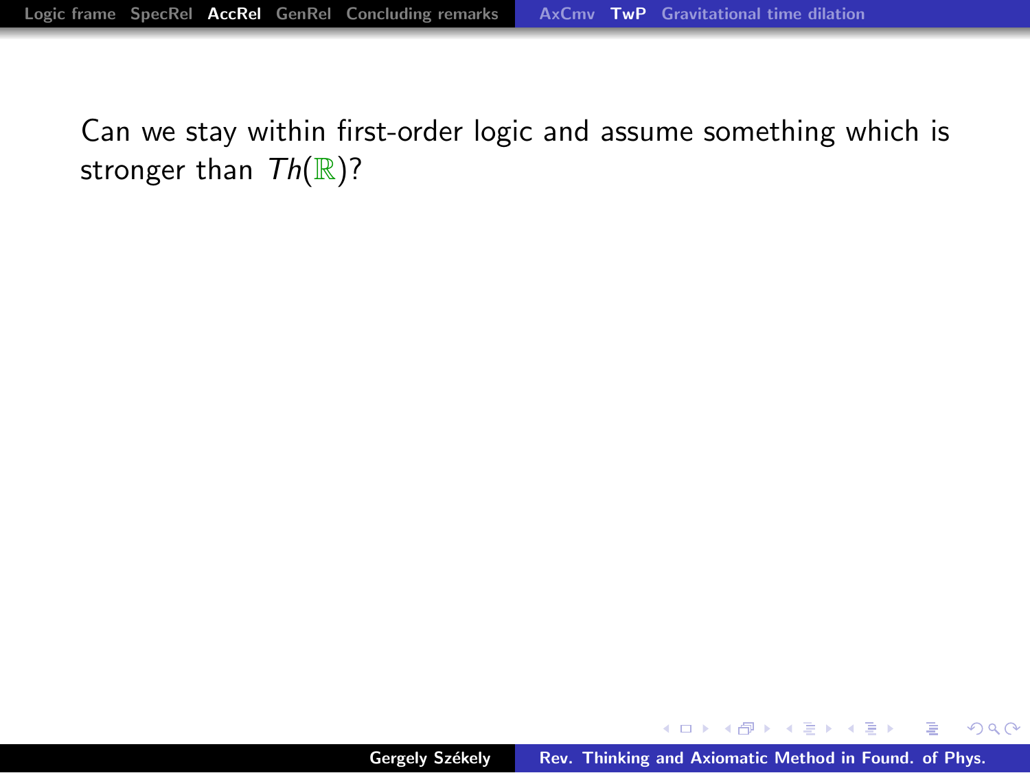Can we stay within first-order logic and assume something which is stronger than $Th(\mathbb{R})$?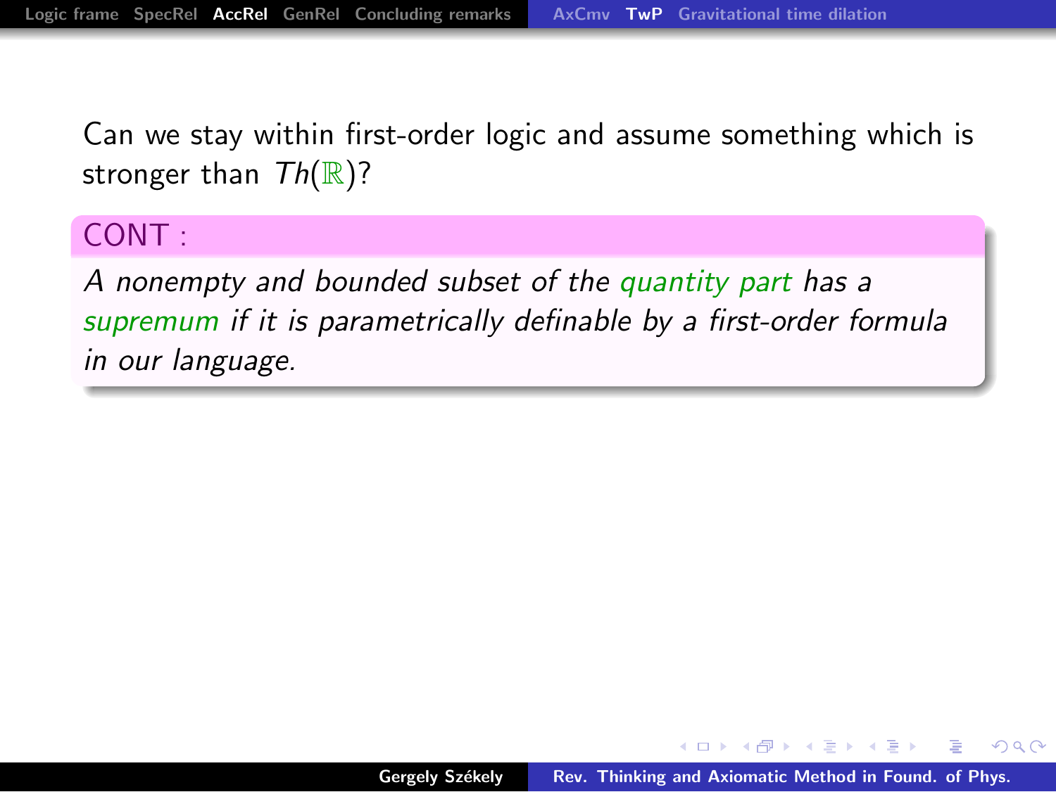Can we stay within first-order logic and assume something which is stronger than $Th(\mathbb{R})$?

**CONT :**

*A nonempty and bounded subset of the quantity part has a supremum if it is parametrically definable by a first-order formula in our language.*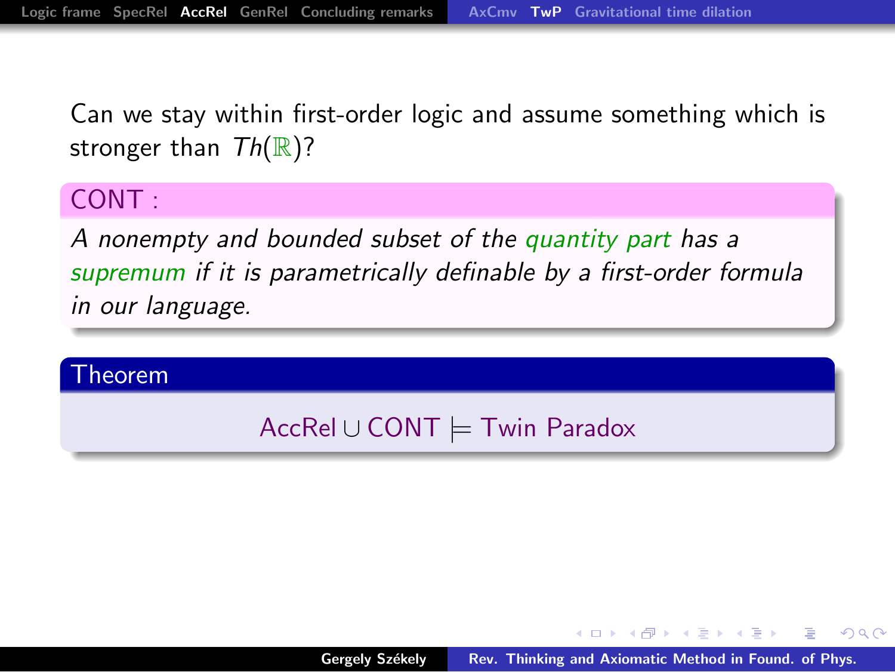Can we stay within first-order logic and assume something which is stronger than $Th(\mathbb{R})$?

**CONT :**

*A nonempty and bounded subset of the quantity part has a supremum if it is parametrically definable by a first-order formula in our language.*

**Theorem**

$$\mathsf{AccRel} \cup \mathsf{CONT} \models \mathsf{Twin\ Paradox}$$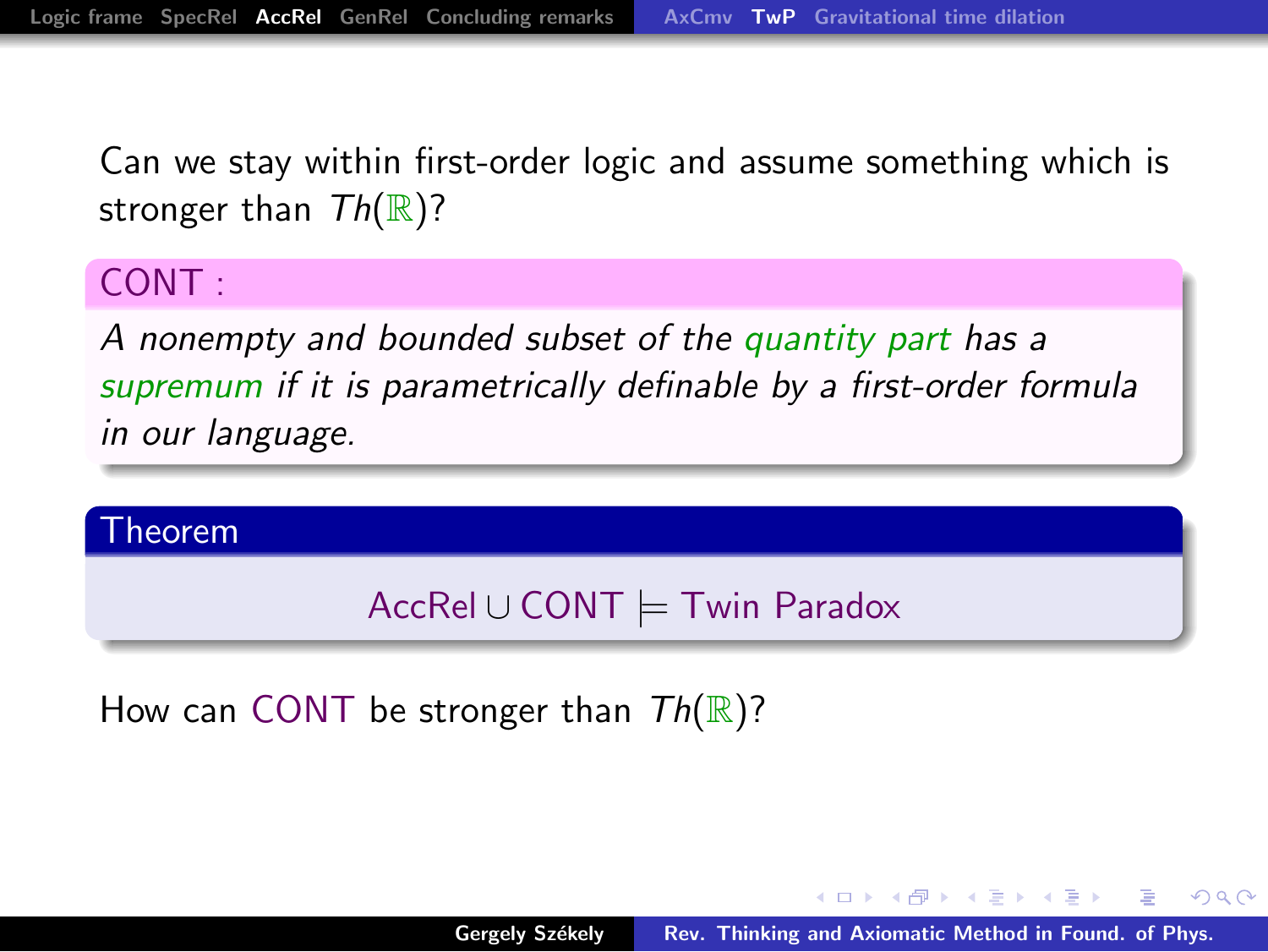Can we stay within first-order logic and assume something which is stronger than $Th(\mathbb{R})$?

**CONT :**

*A nonempty and bounded subset of the quantity part has a supremum if it is parametrically definable by a first-order formula in our language.*

**Theorem**

$$\mathsf{AccRel} \cup \mathsf{CONT} \models \text{Twin Paradox}$$

How can CONT be stronger than $Th(\mathbb{R})$?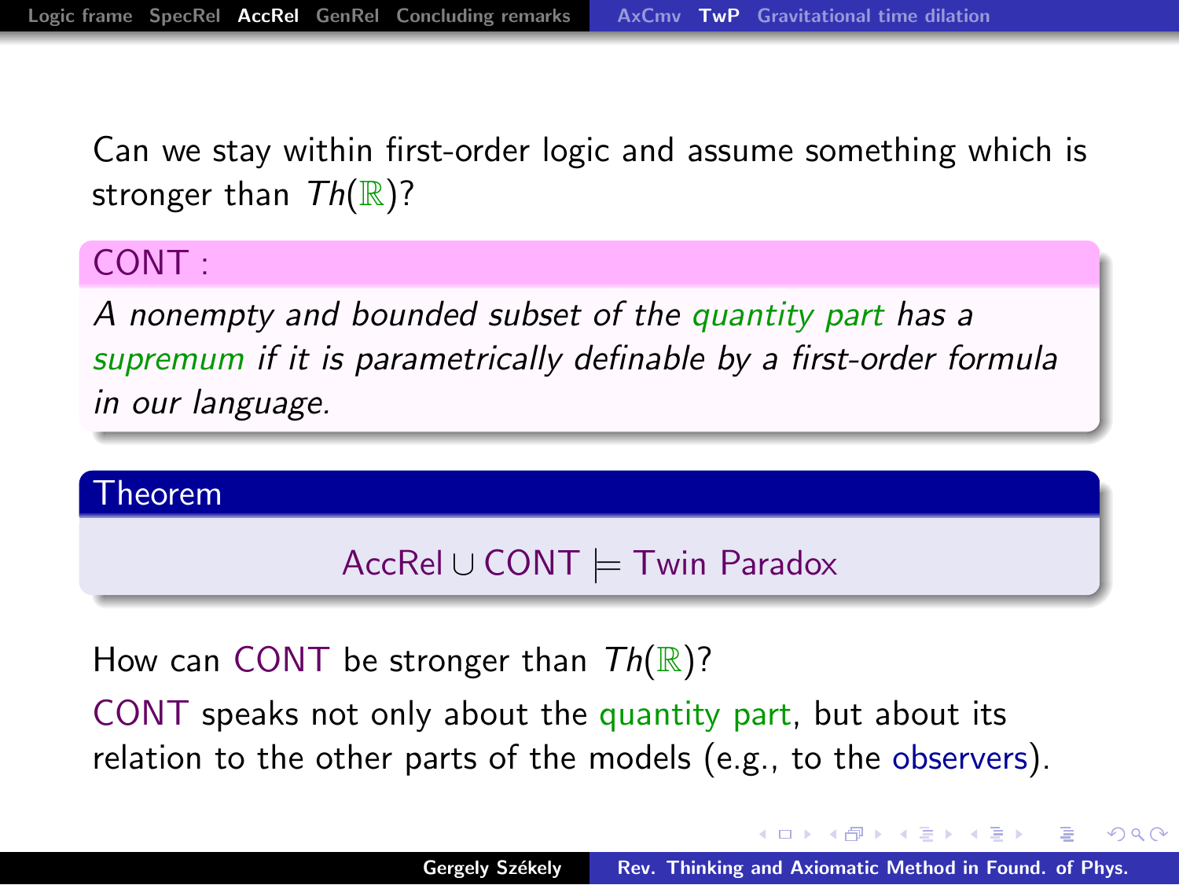Can we stay within first-order logic and assume something which is stronger than $Th(\mathbb{R})$?

**CONT :**

*A nonempty and bounded subset of the quantity part has a supremum if it is parametrically definable by a first-order formula in our language.*

**Theorem**

$$\mathsf{AccRel} \cup \mathsf{CONT} \models \text{Twin Paradox}$$

How can CONT be stronger than $Th(\mathbb{R})$?

CONT speaks not only about the quantity part, but about its relation to the other parts of the models (e.g., to the observers).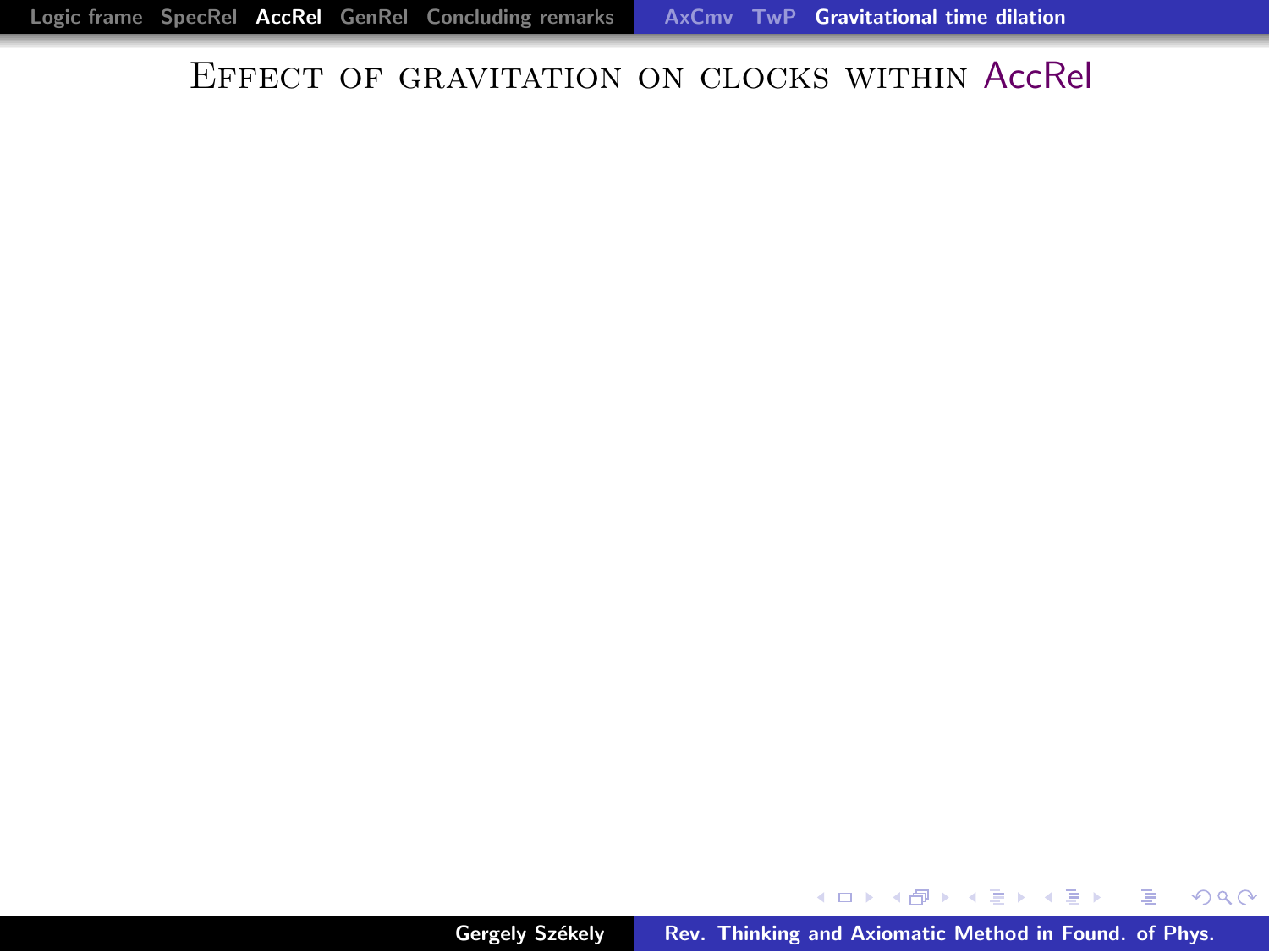# Effect of gravitation on clocks within AccRel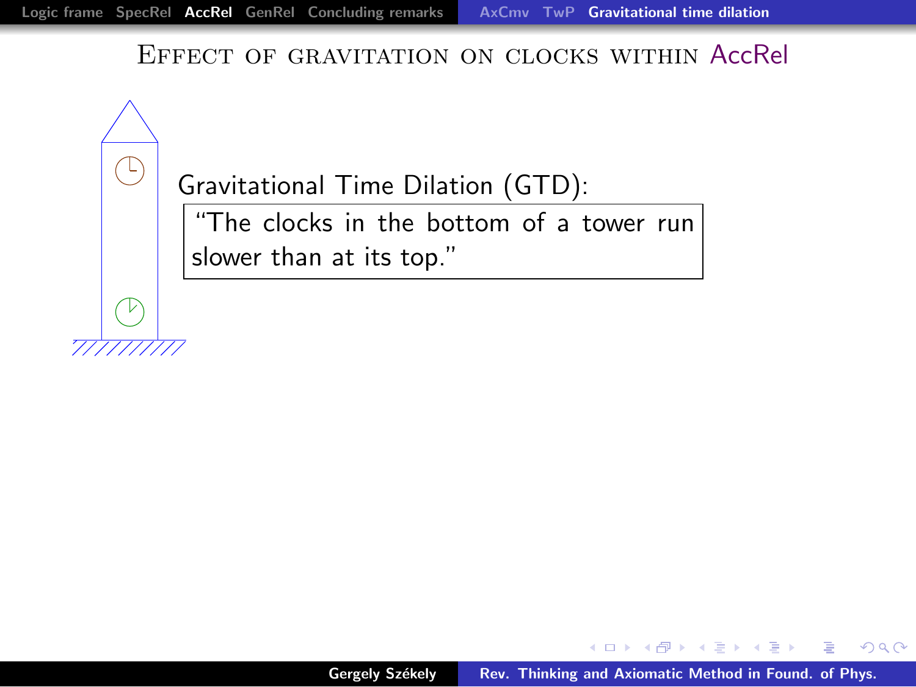## Effect of gravitation on clocks within AccRel

Gravitational Time Dilation (GTD):

> "The clocks in the bottom of a tower run slower than at its top."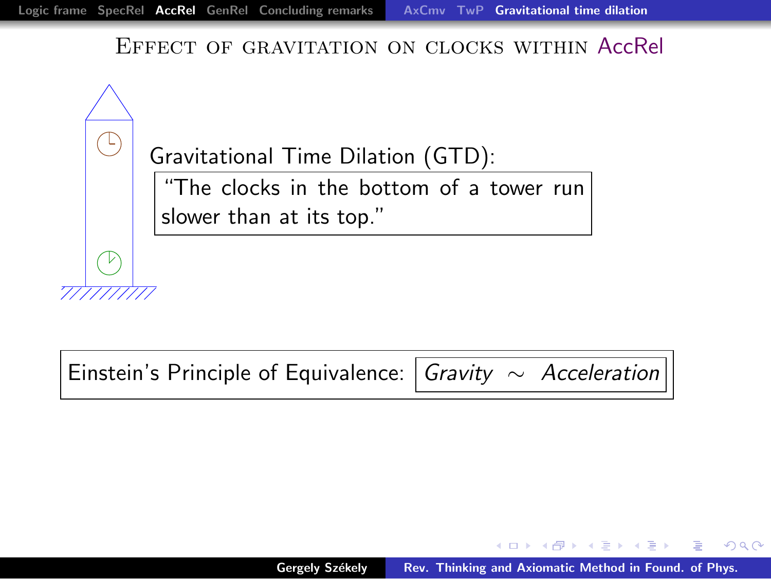## Effect of gravitation on clocks within AccRel

Gravitational Time Dilation (GTD):

> "The clocks in the bottom of a tower run slower than at its top."

Einstein's Principle of Equivalence: *Gravity* $\sim$ *Acceleration*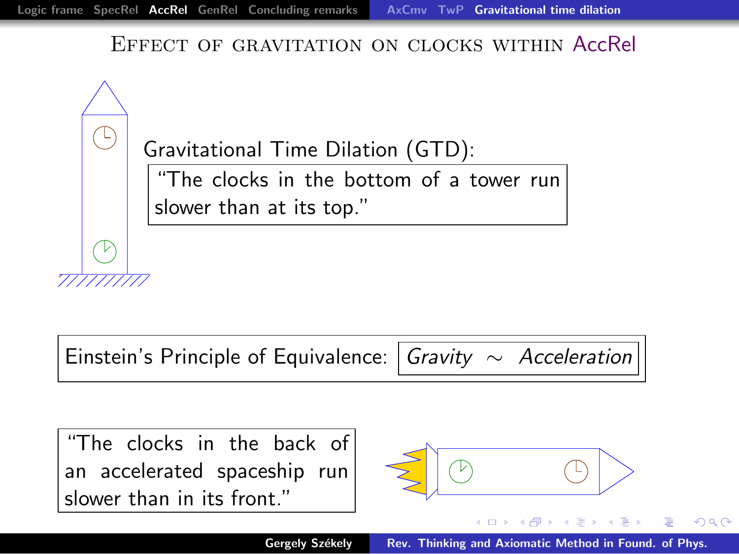## Effect of gravitation on clocks within AccRel

Gravitational Time Dilation (GTD):

"The clocks in the bottom of a tower run slower than at its top."

Einstein's Principle of Equivalence: *Gravity* $\sim$ *Acceleration*

"The clocks in the back of an accelerated spaceship run slower than in its front."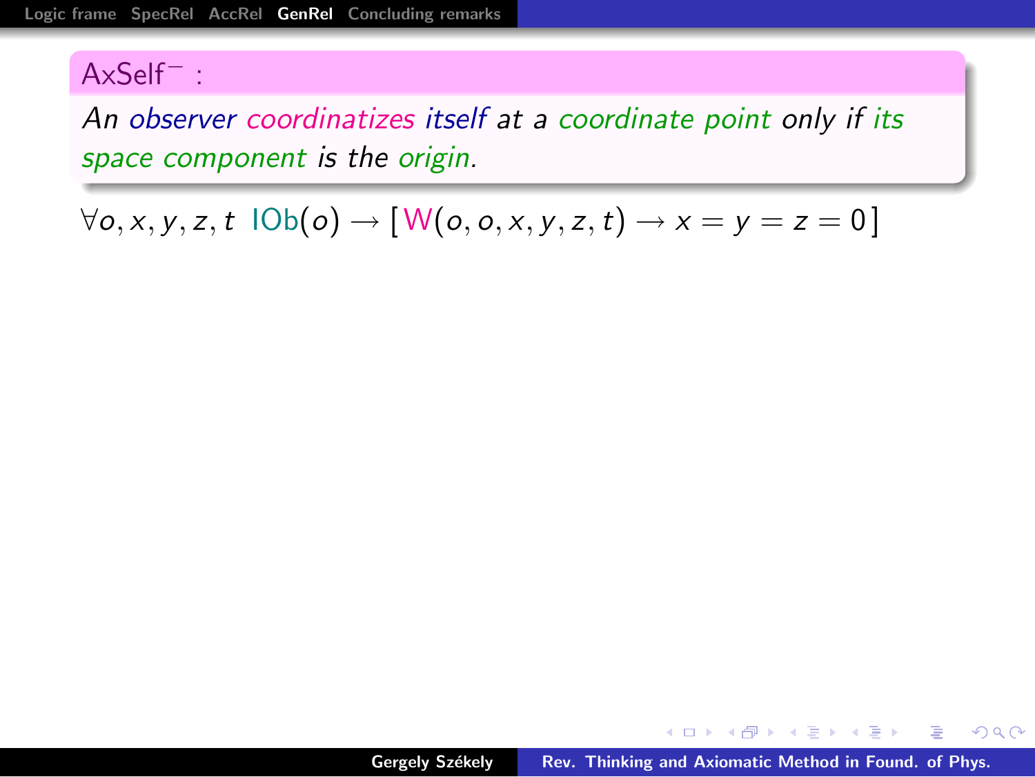**$\mathsf{AxSelf}^-$ :**

*An observer coordinatizes itself at a coordinate point only if its space component is the origin.*

$$\forall o, x, y, z, t \;\; \mathsf{IOb}(o) \rightarrow [\, \mathsf{W}(o, o, x, y, z, t) \rightarrow x = y = z = 0 \,]$$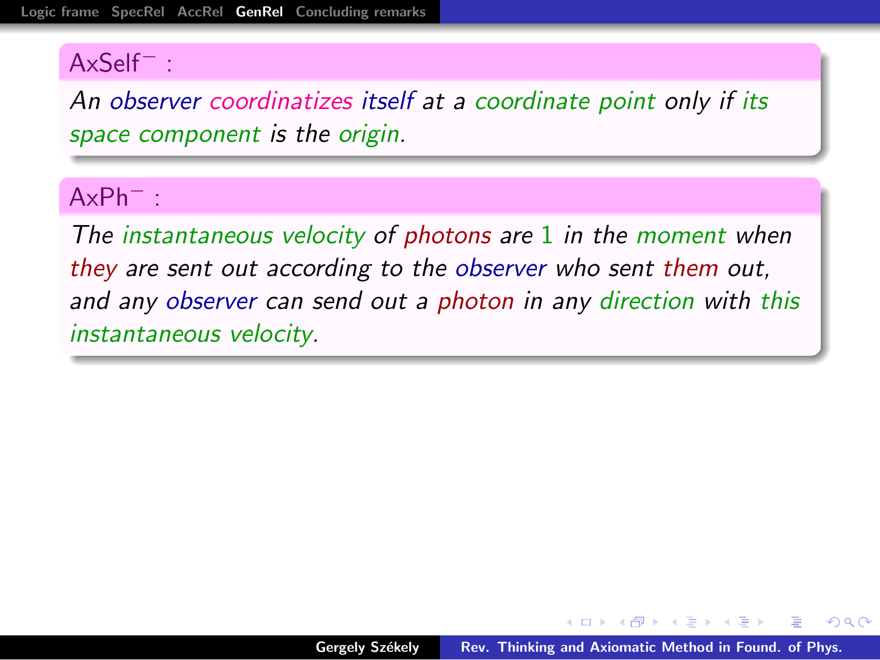**$\mathsf{AxSelf}^-$ :**

*An observer coordinatizes itself at a coordinate point only if its space component is the origin.*

**$\mathsf{AxPh}^-$ :**

*The instantaneous velocity of photons are 1 in the moment when they are sent out according to the observer who sent them out, and any observer can send out a photon in any direction with this instantaneous velocity.*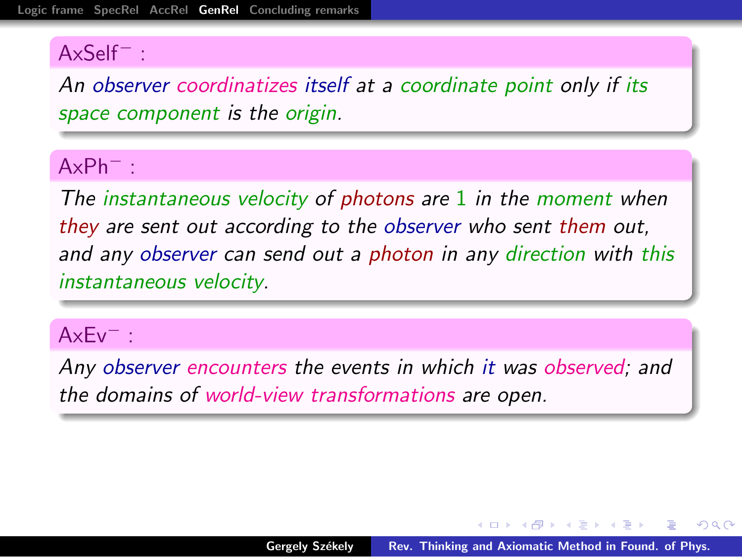**$\mathsf{AxSelf}^-$ :**

*An observer coordinatizes itself at a coordinate point only if its space component is the origin.*

**$\mathsf{AxPh}^-$ :**

*The instantaneous velocity of photons are 1 in the moment when they are sent out according to the observer who sent them out, and any observer can send out a photon in any direction with this instantaneous velocity.*

**$\mathsf{AxEv}^-$ :**

*Any observer encounters the events in which it was observed; and the domains of world-view transformations are open.*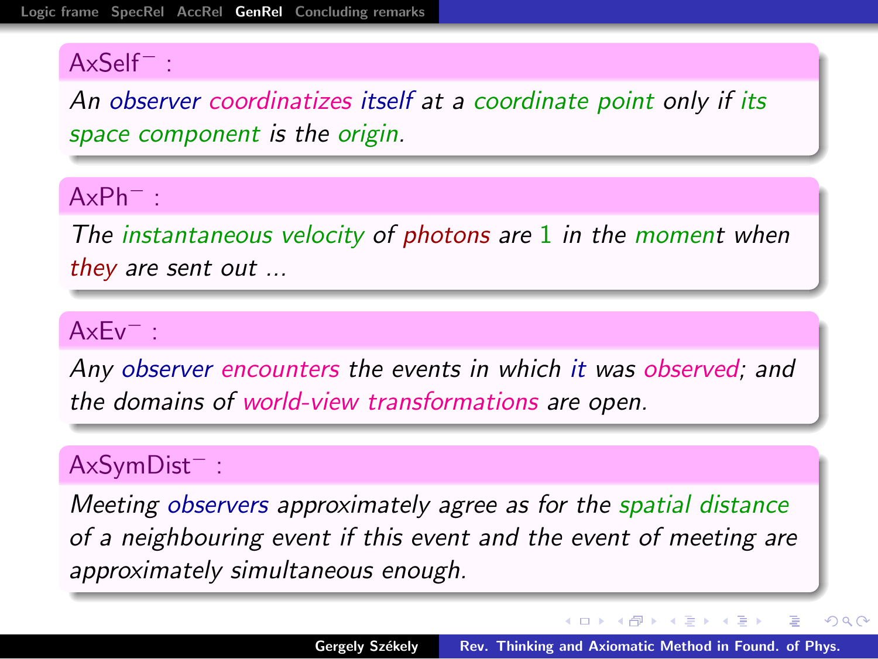**AxSelf$^-$ :**

*An observer coordinatizes itself at a coordinate point only if its space component is the origin.*

**AxPh$^-$ :**

*The instantaneous velocity of photons are 1 in the moment when they are sent out ...*

**AxEv$^-$ :**

*Any observer encounters the events in which it was observed; and the domains of world-view transformations are open.*

**AxSymDist$^-$ :**

*Meeting observers approximately agree as for the spatial distance of a neighbouring event if this event and the event of meeting are approximately simultaneous enough.*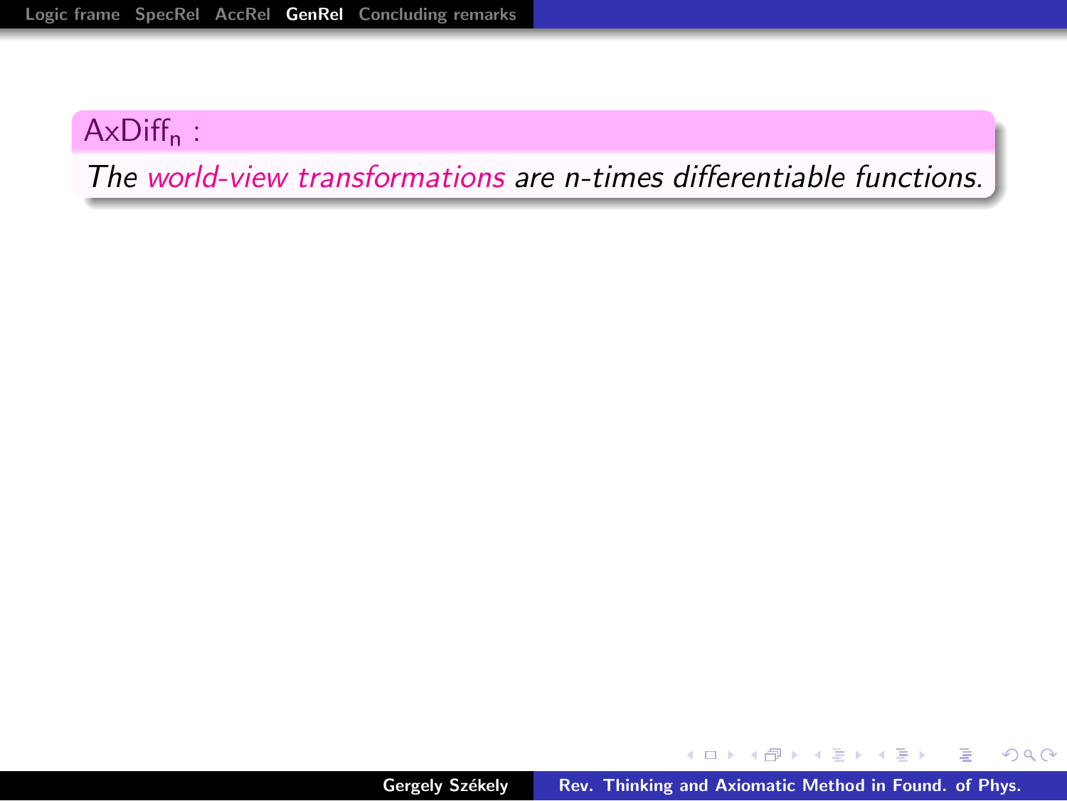**$\mathsf{AxDiff_n}$ :**

*The world-view transformations are n-times differentiable functions.*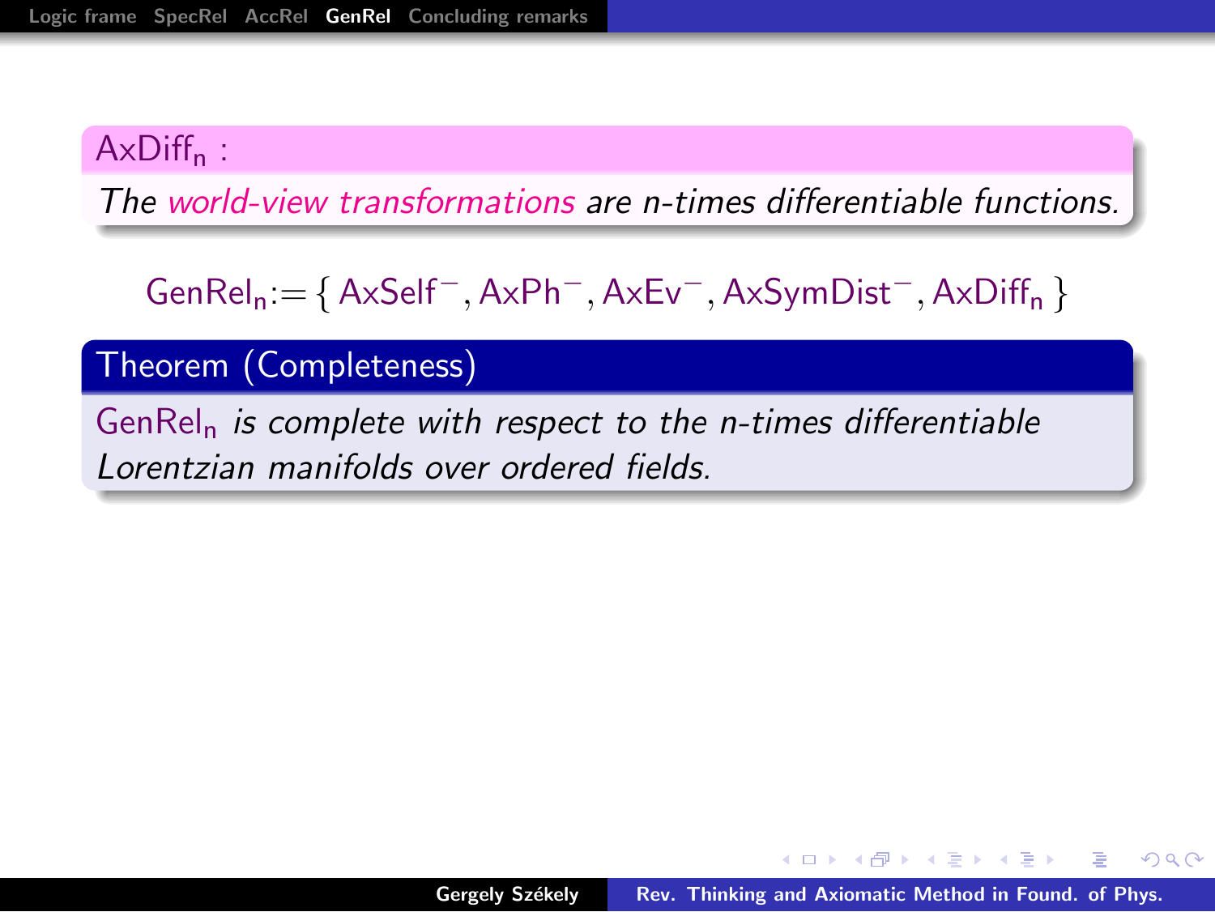**$\mathsf{AxDiff}_n$ :**

*The world-view transformations are n-times differentiable functions.*

$$\mathsf{GenRel}_n := \{\, \mathsf{AxSelf}^-, \mathsf{AxPh}^-, \mathsf{AxEv}^-, \mathsf{AxSymDist}^-, \mathsf{AxDiff}_n \,\}$$

**Theorem (Completeness)**

$\mathsf{GenRel}_n$ *is complete with respect to the n-times differentiable Lorentzian manifolds over ordered fields.*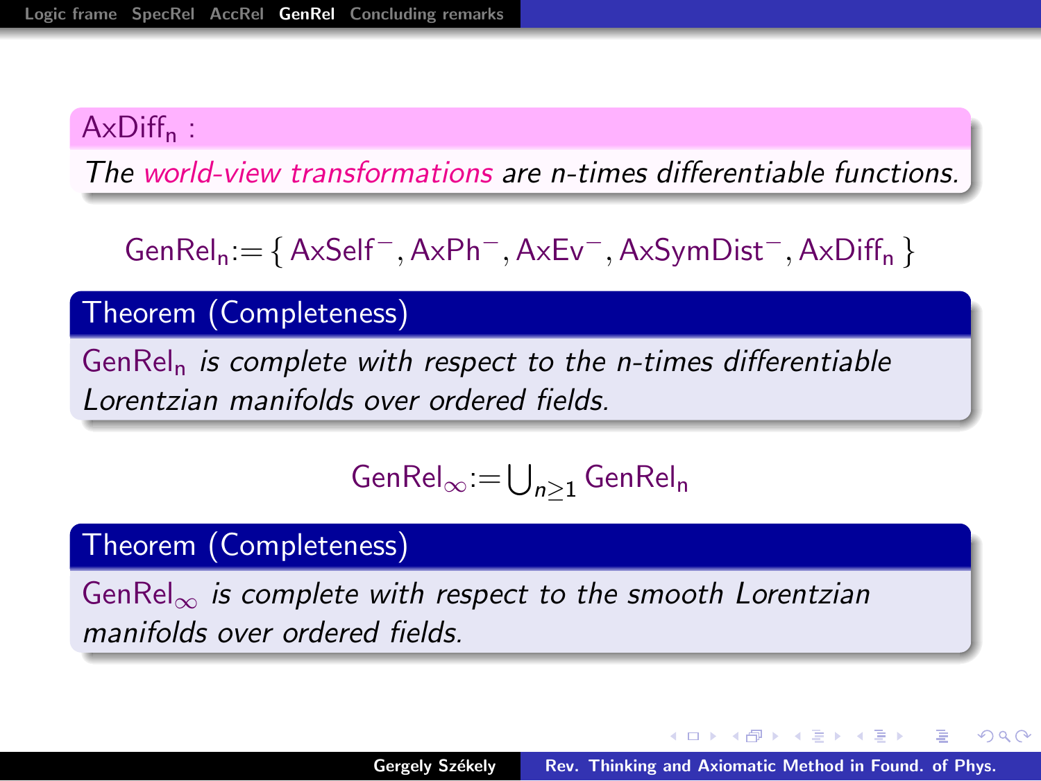**$\mathsf{AxDiff_n}$ :**

*The world-view transformations are n-times differentiable functions.*

$$\mathsf{GenRel_n} := \{ \mathsf{AxSelf}^-, \mathsf{AxPh}^-, \mathsf{AxEv}^-, \mathsf{AxSymDist}^-, \mathsf{AxDiff_n} \}$$

**Theorem (Completeness)**

$\mathsf{GenRel_n}$ *is complete with respect to the n-times differentiable Lorentzian manifolds over ordered fields.*

$$\mathsf{GenRel}_\infty := \bigcup_{n \geq 1} \mathsf{GenRel_n}$$

**Theorem (Completeness)**

$\mathsf{GenRel}_\infty$ *is complete with respect to the smooth Lorentzian manifolds over ordered fields.*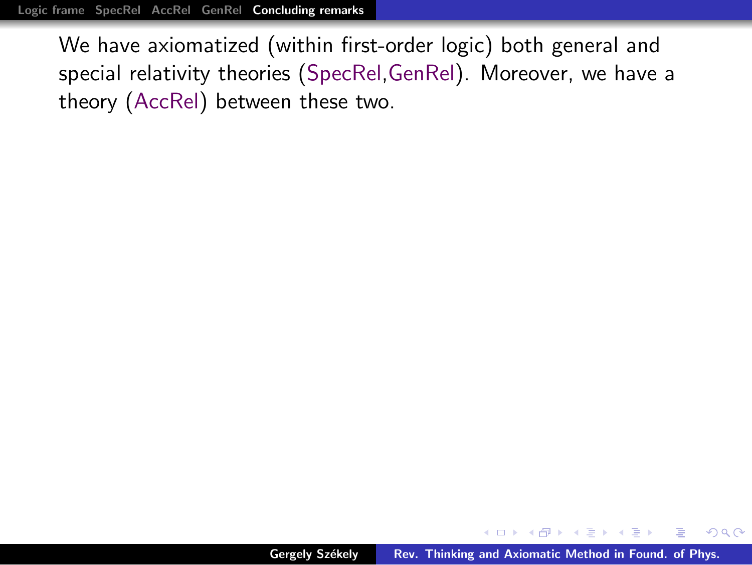We have axiomatized (within first-order logic) both general and special relativity theories (SpecRel,GenRel). Moreover, we have a theory (AccRel) between these two.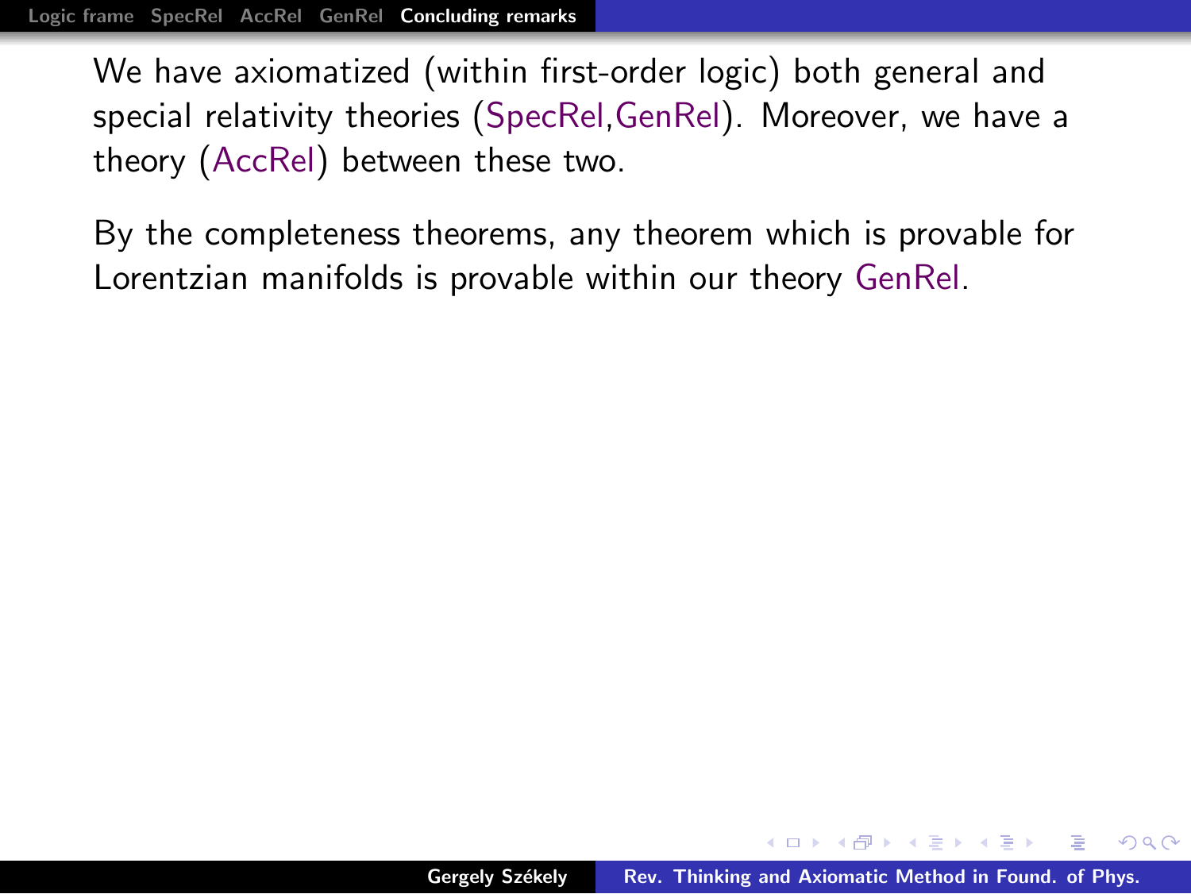We have axiomatized (within first-order logic) both general and special relativity theories (SpecRel,GenRel). Moreover, we have a theory (AccRel) between these two.

By the completeness theorems, any theorem which is provable for Lorentzian manifolds is provable within our theory GenRel.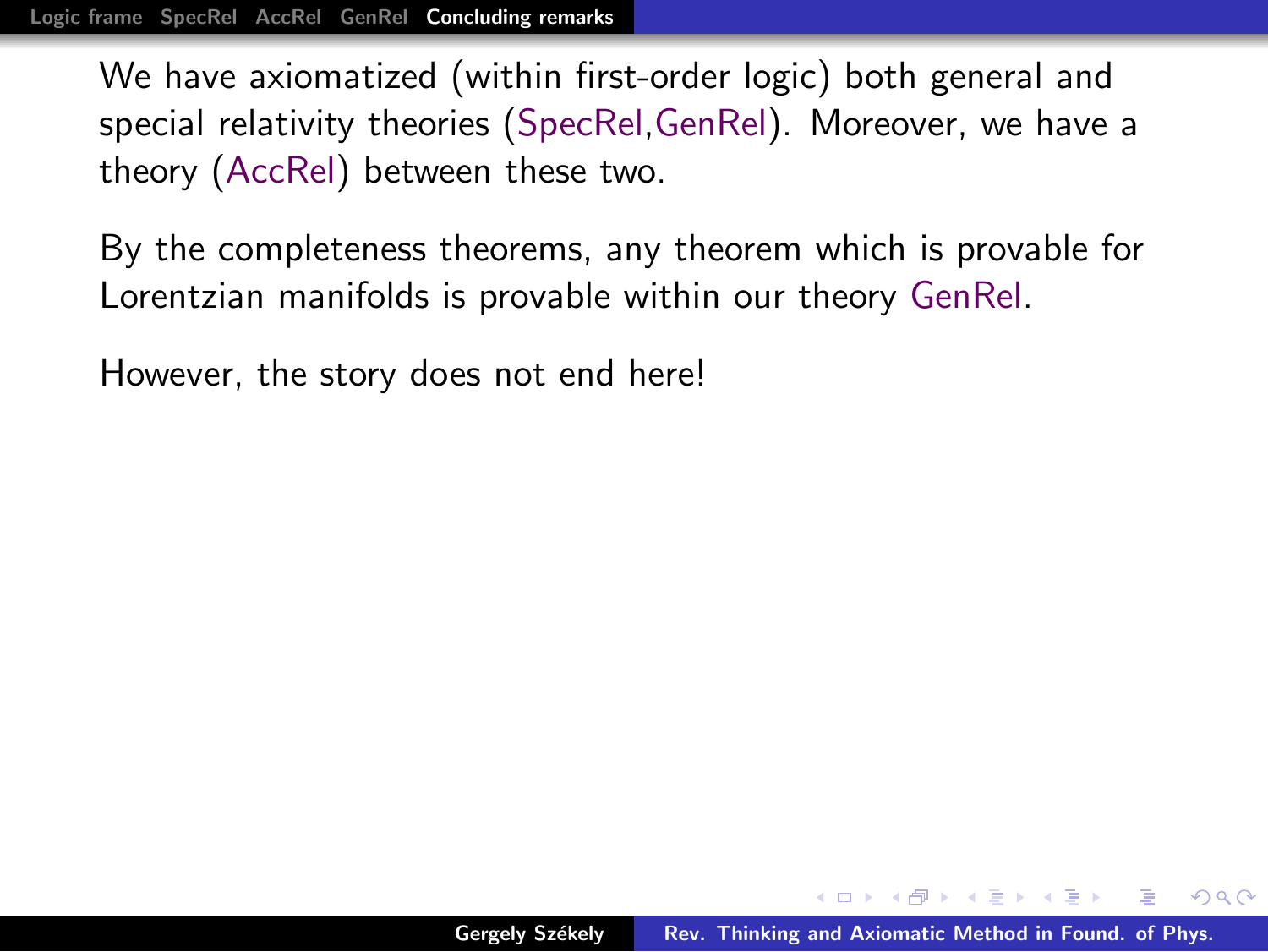We have axiomatized (within first-order logic) both general and special relativity theories (SpecRel,GenRel). Moreover, we have a theory (AccRel) between these two.

By the completeness theorems, any theorem which is provable for Lorentzian manifolds is provable within our theory GenRel.

However, the story does not end here!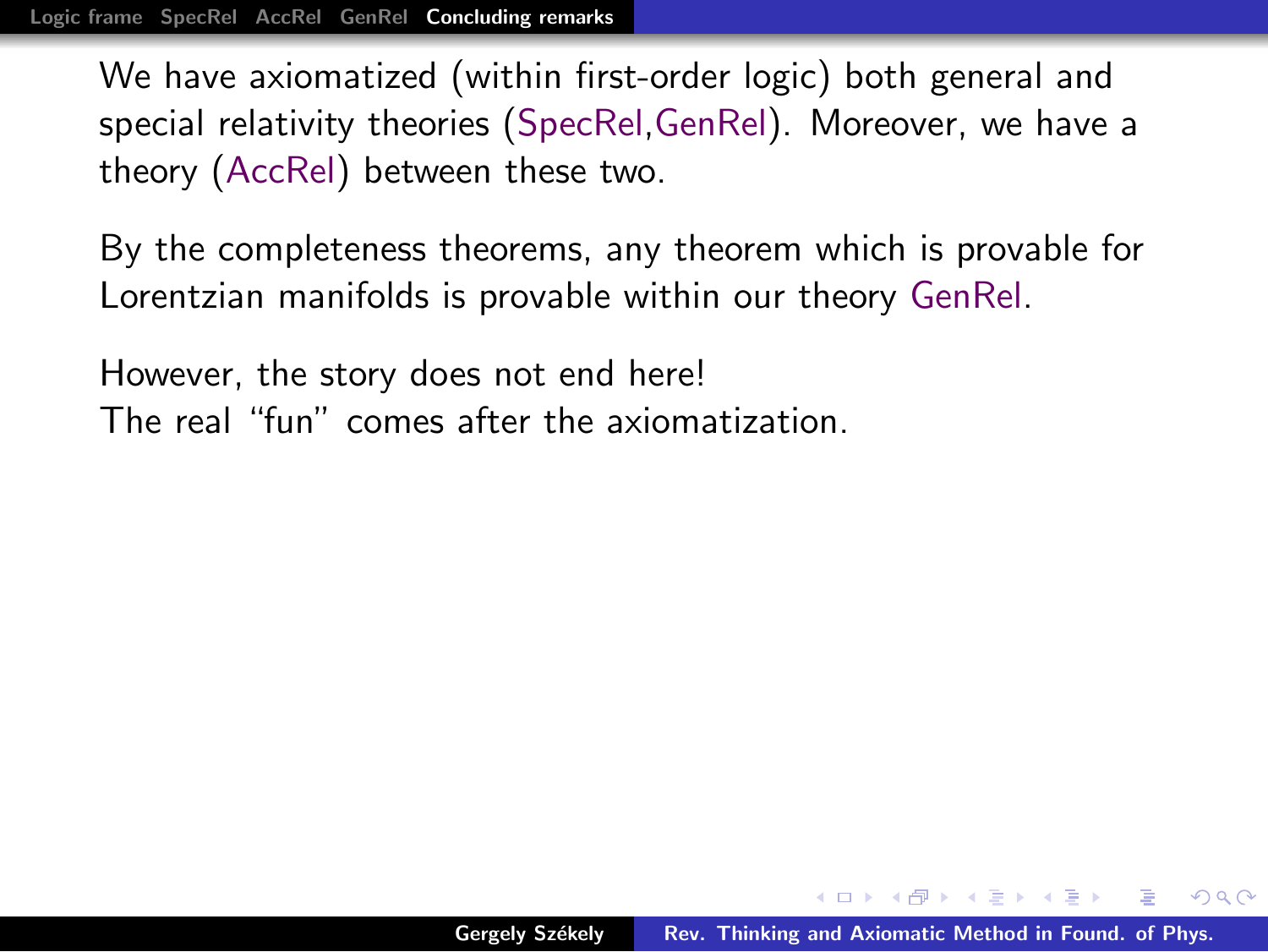We have axiomatized (within first-order logic) both general and special relativity theories (SpecRel,GenRel). Moreover, we have a theory (AccRel) between these two.

By the completeness theorems, any theorem which is provable for Lorentzian manifolds is provable within our theory GenRel.

However, the story does not end here!
The real "fun" comes after the axiomatization.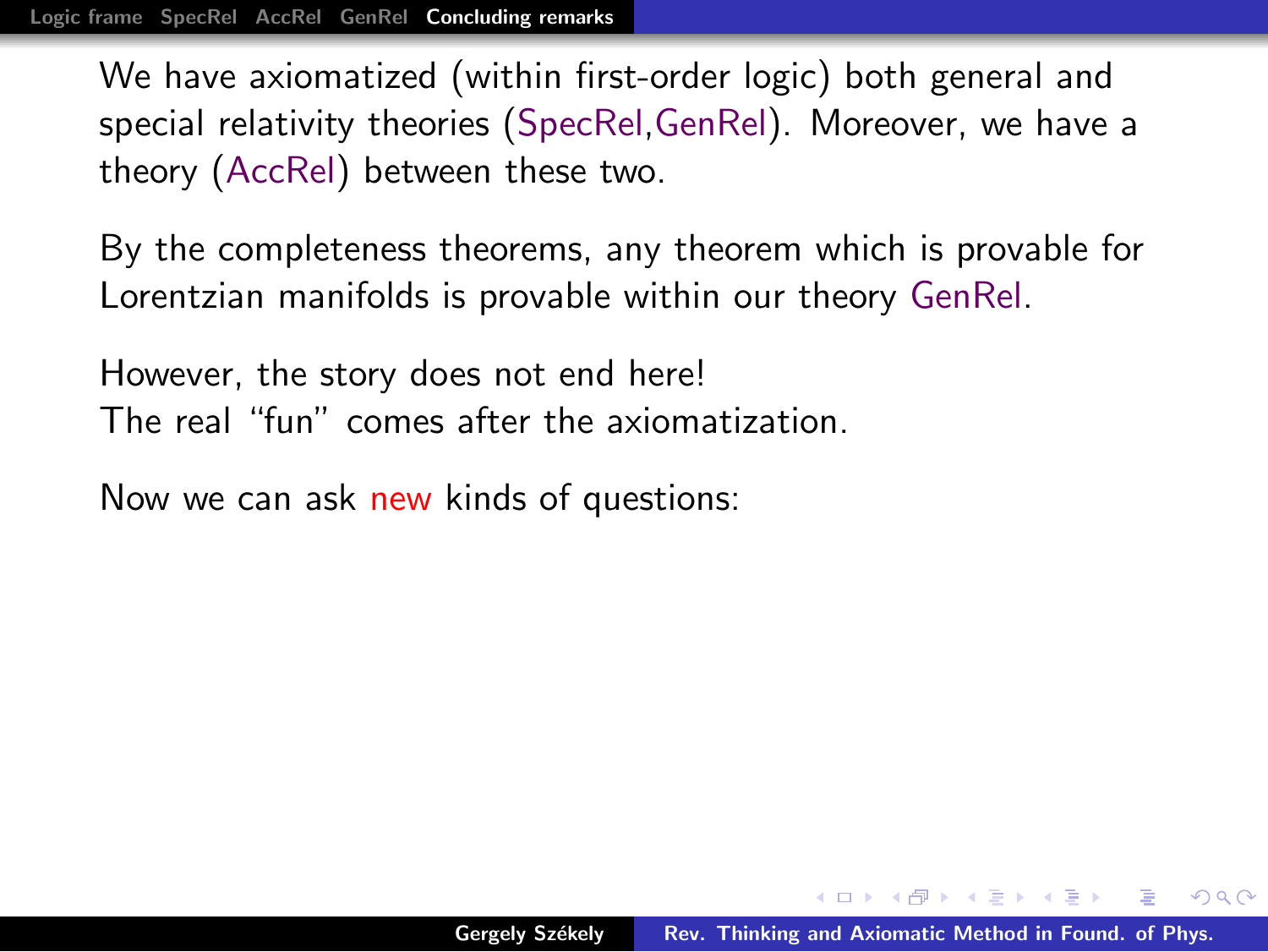We have axiomatized (within first-order logic) both general and special relativity theories (SpecRel,GenRel). Moreover, we have a theory (AccRel) between these two.

By the completeness theorems, any theorem which is provable for Lorentzian manifolds is provable within our theory GenRel.

However, the story does not end here!
The real "fun" comes after the axiomatization.

Now we can ask new kinds of questions: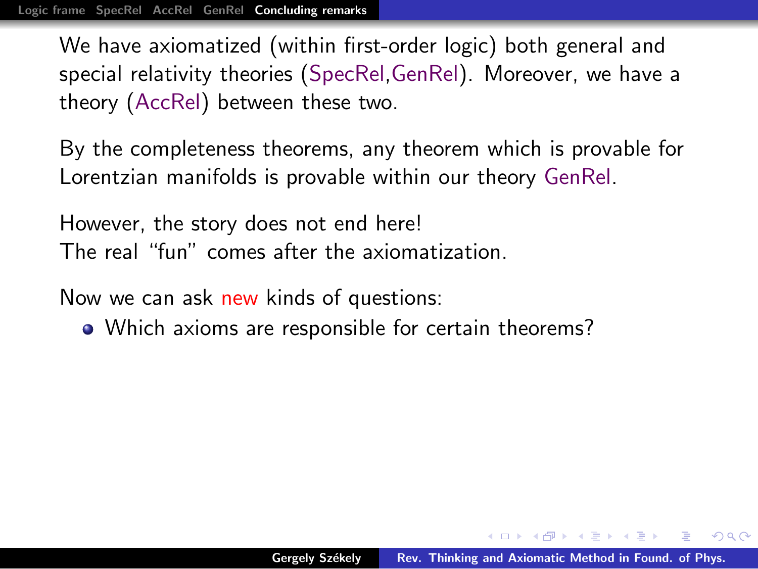We have axiomatized (within first-order logic) both general and special relativity theories (SpecRel,GenRel). Moreover, we have a theory (AccRel) between these two.

By the completeness theorems, any theorem which is provable for Lorentzian manifolds is provable within our theory GenRel.

However, the story does not end here!
The real "fun" comes after the axiomatization.

Now we can ask new kinds of questions:

- Which axioms are responsible for certain theorems?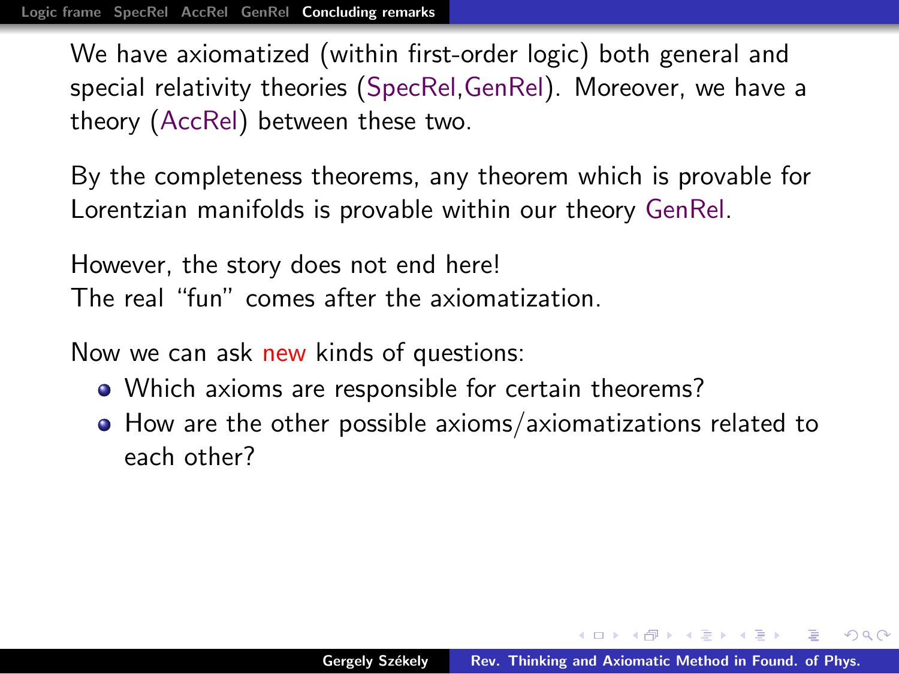We have axiomatized (within first-order logic) both general and special relativity theories (SpecRel,GenRel). Moreover, we have a theory (AccRel) between these two.

By the completeness theorems, any theorem which is provable for Lorentzian manifolds is provable within our theory GenRel.

However, the story does not end here!
The real "fun" comes after the axiomatization.

Now we can ask new kinds of questions:

- Which axioms are responsible for certain theorems?
- How are the other possible axioms/axiomatizations related to each other?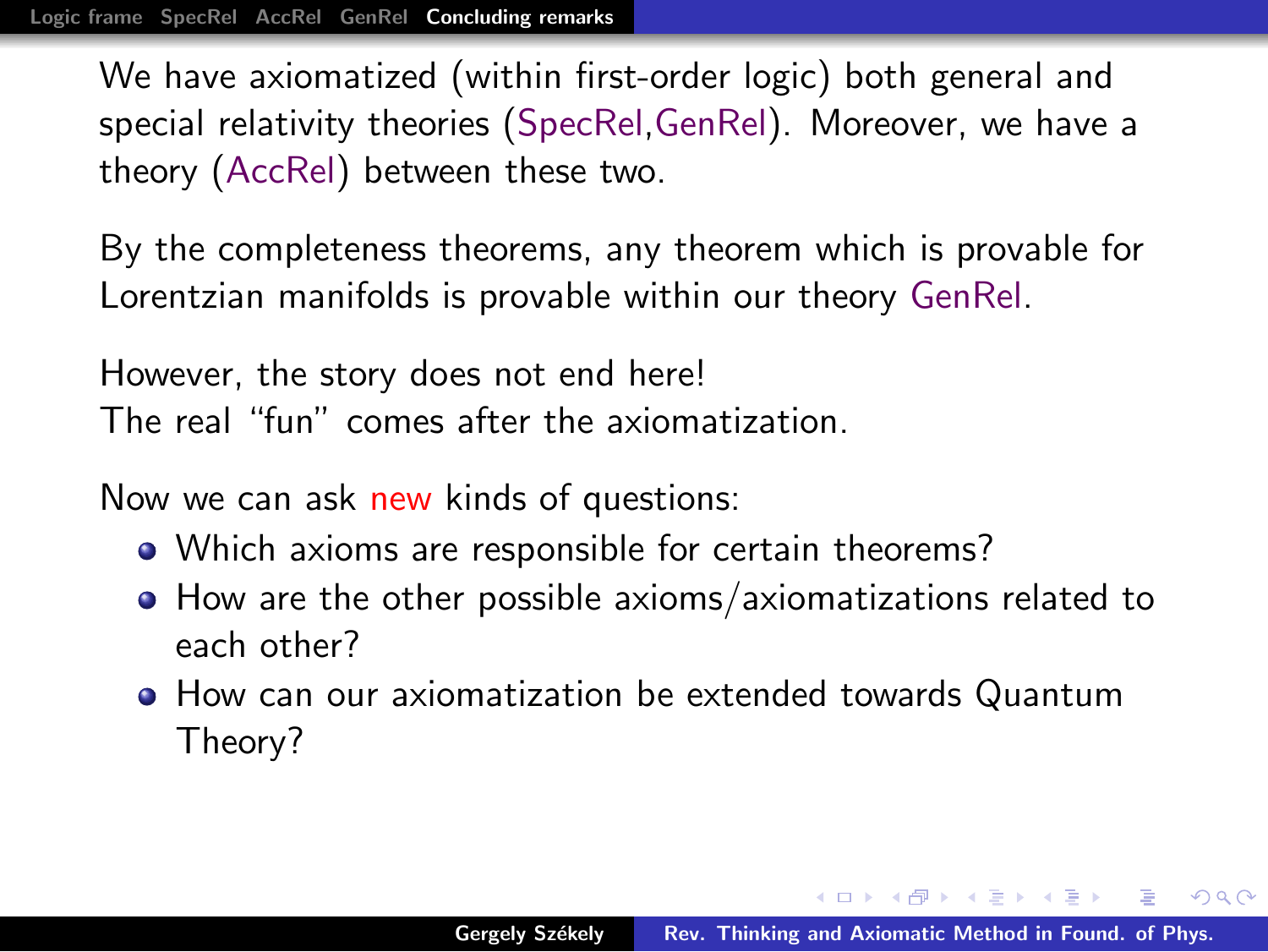We have axiomatized (within first-order logic) both general and special relativity theories (SpecRel,GenRel). Moreover, we have a theory (AccRel) between these two.

By the completeness theorems, any theorem which is provable for Lorentzian manifolds is provable within our theory GenRel.

However, the story does not end here!
The real "fun" comes after the axiomatization.

Now we can ask new kinds of questions:

- Which axioms are responsible for certain theorems?
- How are the other possible axioms/axiomatizations related to each other?
- How can our axiomatization be extended towards Quantum Theory?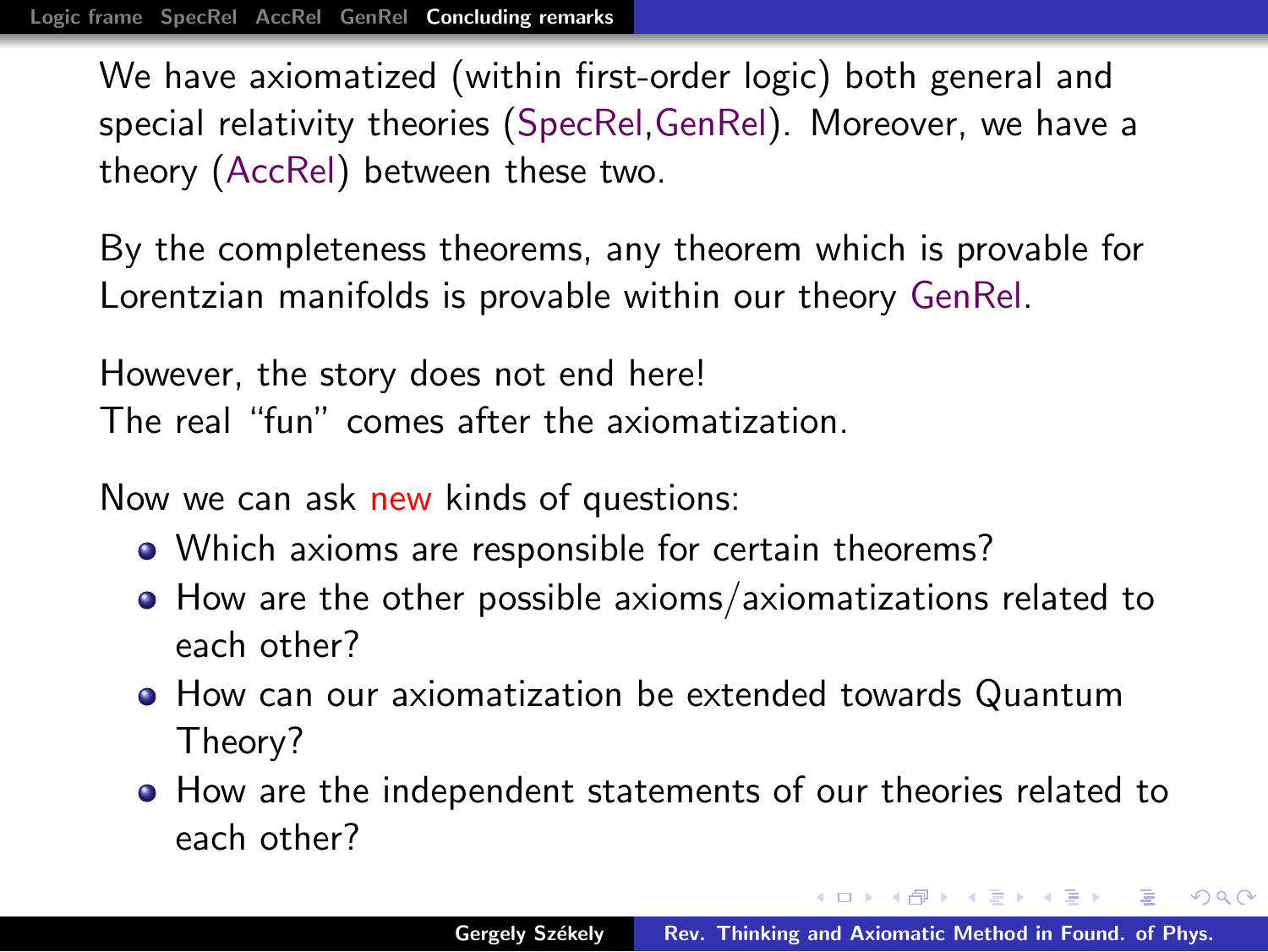We have axiomatized (within first-order logic) both general and special relativity theories (SpecRel,GenRel). Moreover, we have a theory (AccRel) between these two.

By the completeness theorems, any theorem which is provable for Lorentzian manifolds is provable within our theory GenRel.

However, the story does not end here!
The real "fun" comes after the axiomatization.

Now we can ask new kinds of questions:

- Which axioms are responsible for certain theorems?
- How are the other possible axioms/axiomatizations related to each other?
- How can our axiomatization be extended towards Quantum Theory?
- How are the independent statements of our theories related to each other?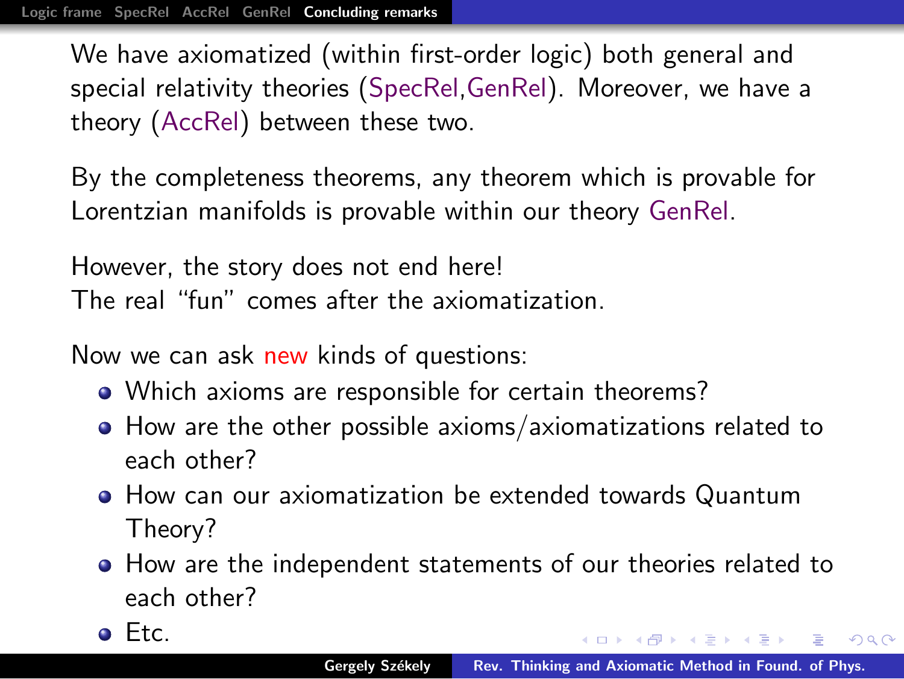We have axiomatized (within first-order logic) both general and special relativity theories (SpecRel,GenRel). Moreover, we have a theory (AccRel) between these two.

By the completeness theorems, any theorem which is provable for Lorentzian manifolds is provable within our theory GenRel.

However, the story does not end here!
The real "fun" comes after the axiomatization.

Now we can ask new kinds of questions:

- Which axioms are responsible for certain theorems?
- How are the other possible axioms/axiomatizations related to each other?
- How can our axiomatization be extended towards Quantum Theory?
- How are the independent statements of our theories related to each other?
- Etc.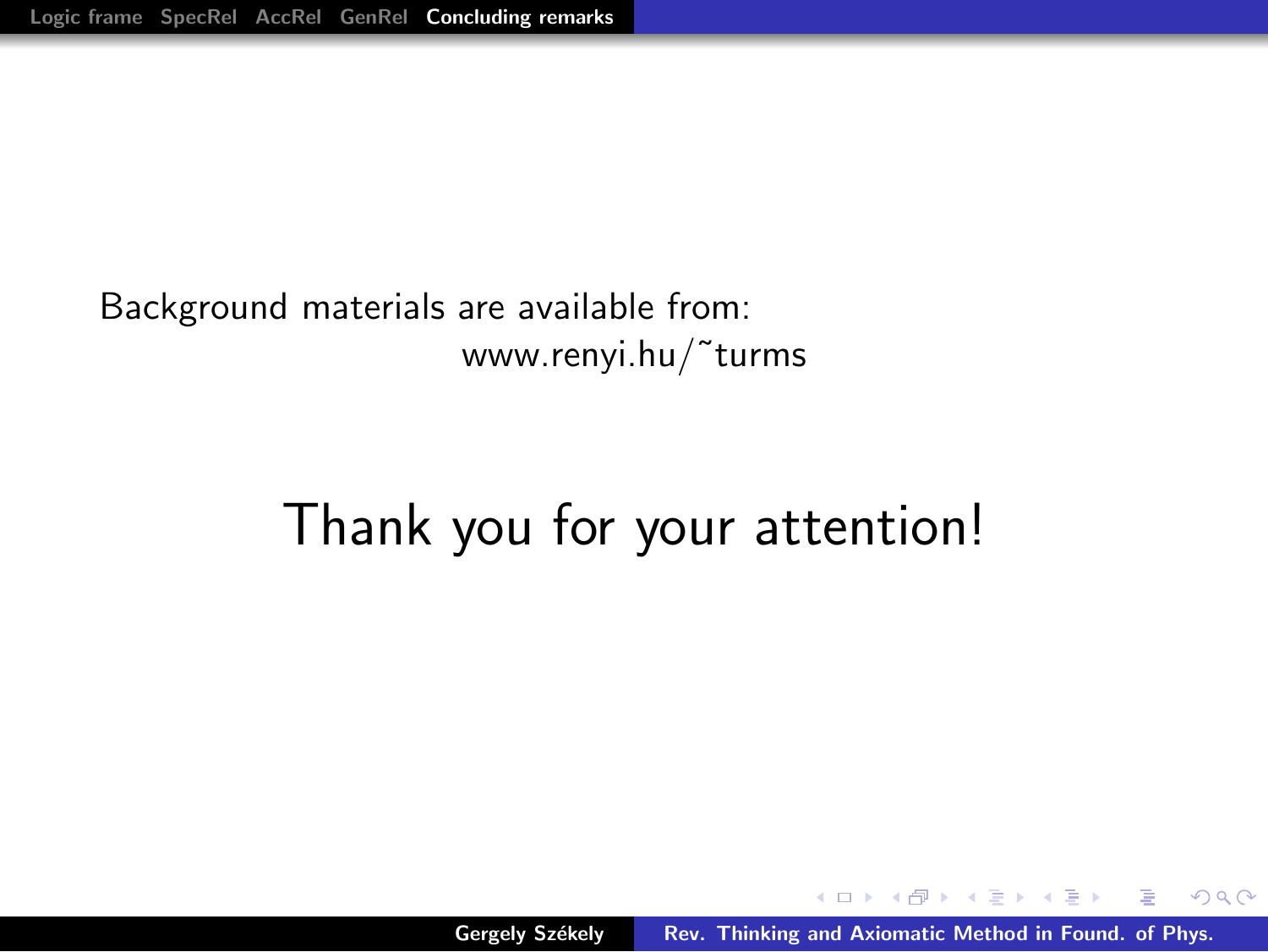Background materials are available from:

www.renyi.hu/~turms

# Thank you for your attention!